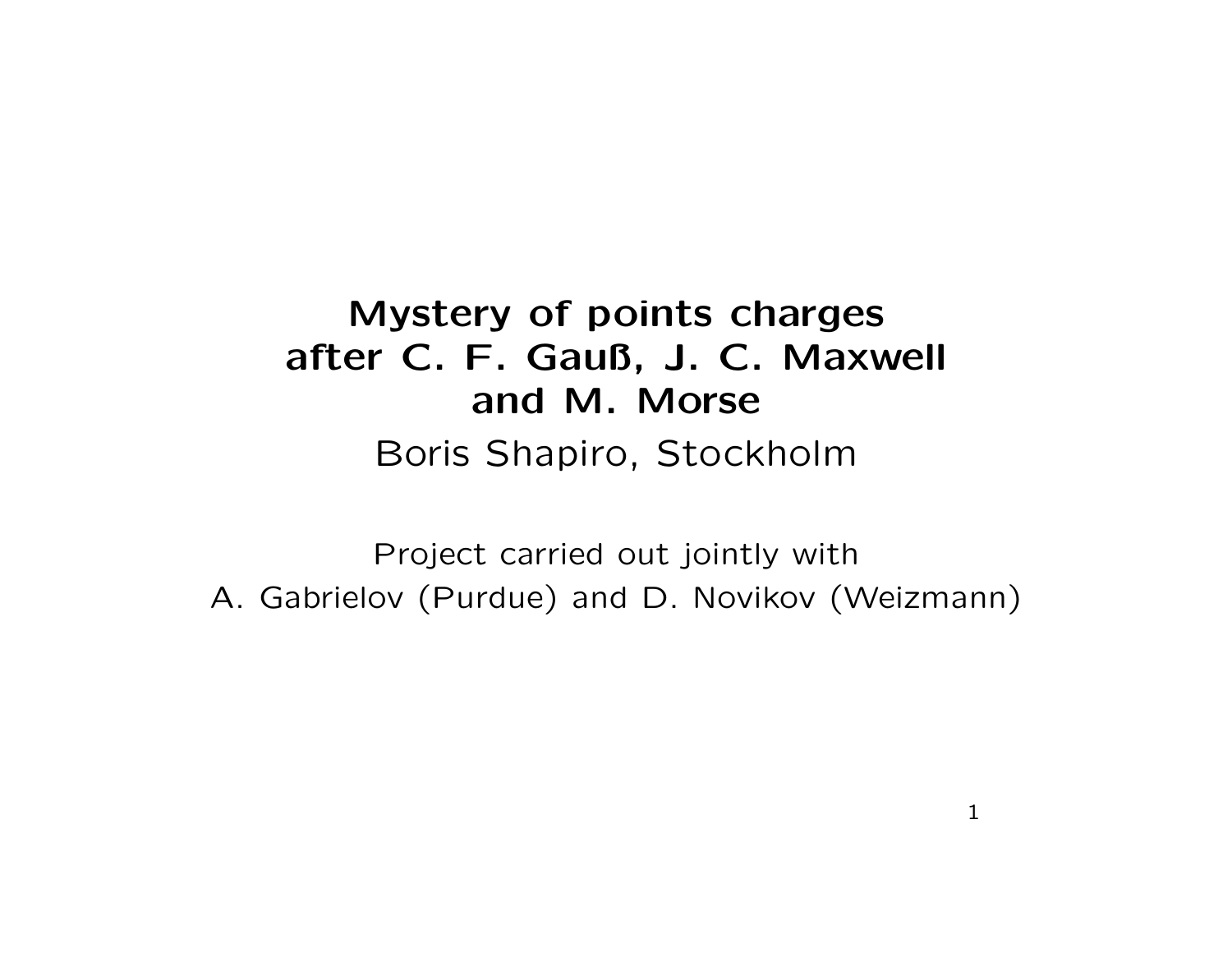# Mystery of points charges after C. F. Gauß, J. C. Maxwell and M. Morse

Boris Shapiro, Stockholm

Project carried out jointly with
A. Gabrielov (Purdue) and D. Novikov (Weizmann)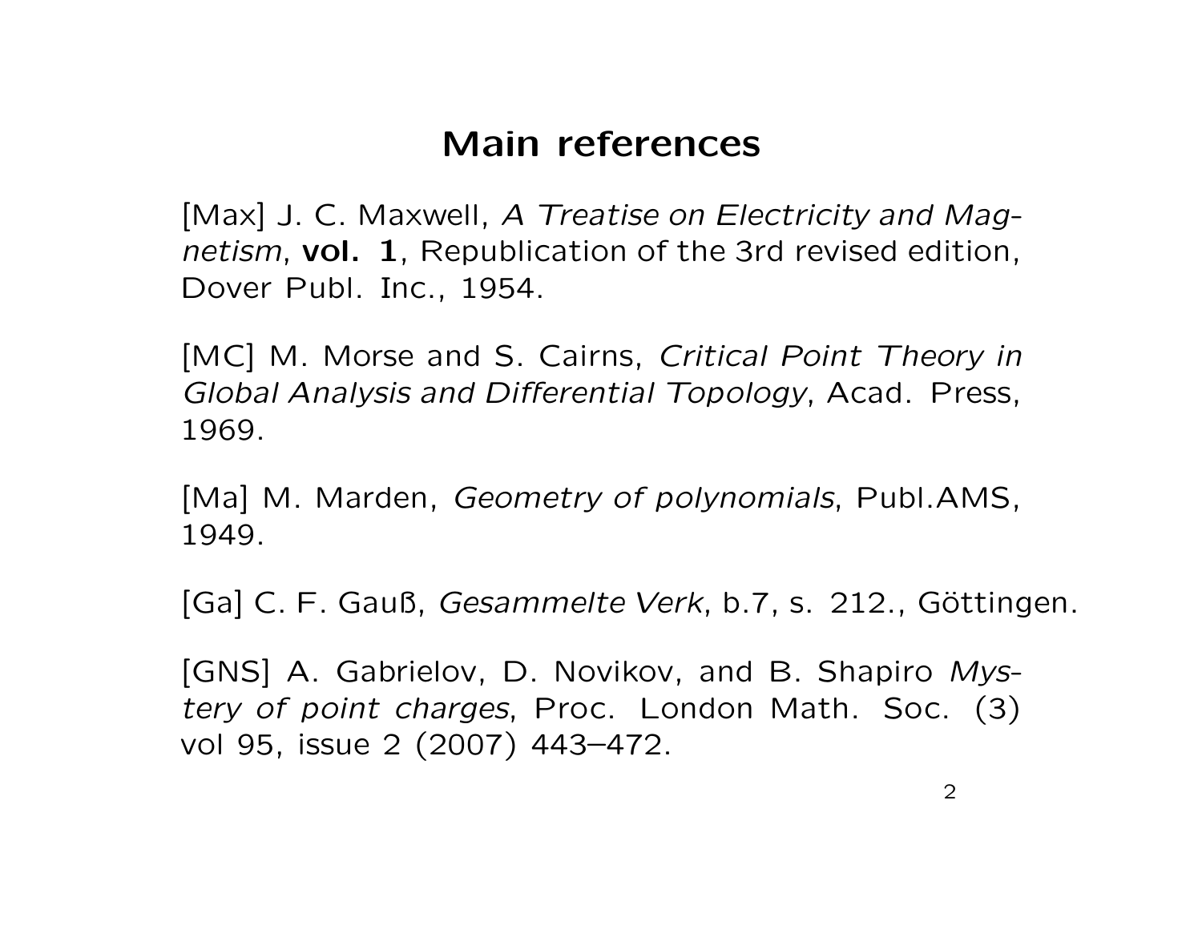# Main references

[Max] J. C. Maxwell, *A Treatise on Electricity and Magnetism*, **vol. 1**, Republication of the 3rd revised edition, Dover Publ. Inc., 1954.

[MC] M. Morse and S. Cairns, *Critical Point Theory in Global Analysis and Differential Topology*, Acad. Press, 1969.

[Ma] M. Marden, *Geometry of polynomials*, Publ.AMS, 1949.

[Ga] C. F. Gauß, *Gesammelte Verk*, b.7, s. 212., Göttingen.

[GNS] A. Gabrielov, D. Novikov, and B. Shapiro *Mystery of point charges*, Proc. London Math. Soc. (3) vol 95, issue 2 (2007) 443–472.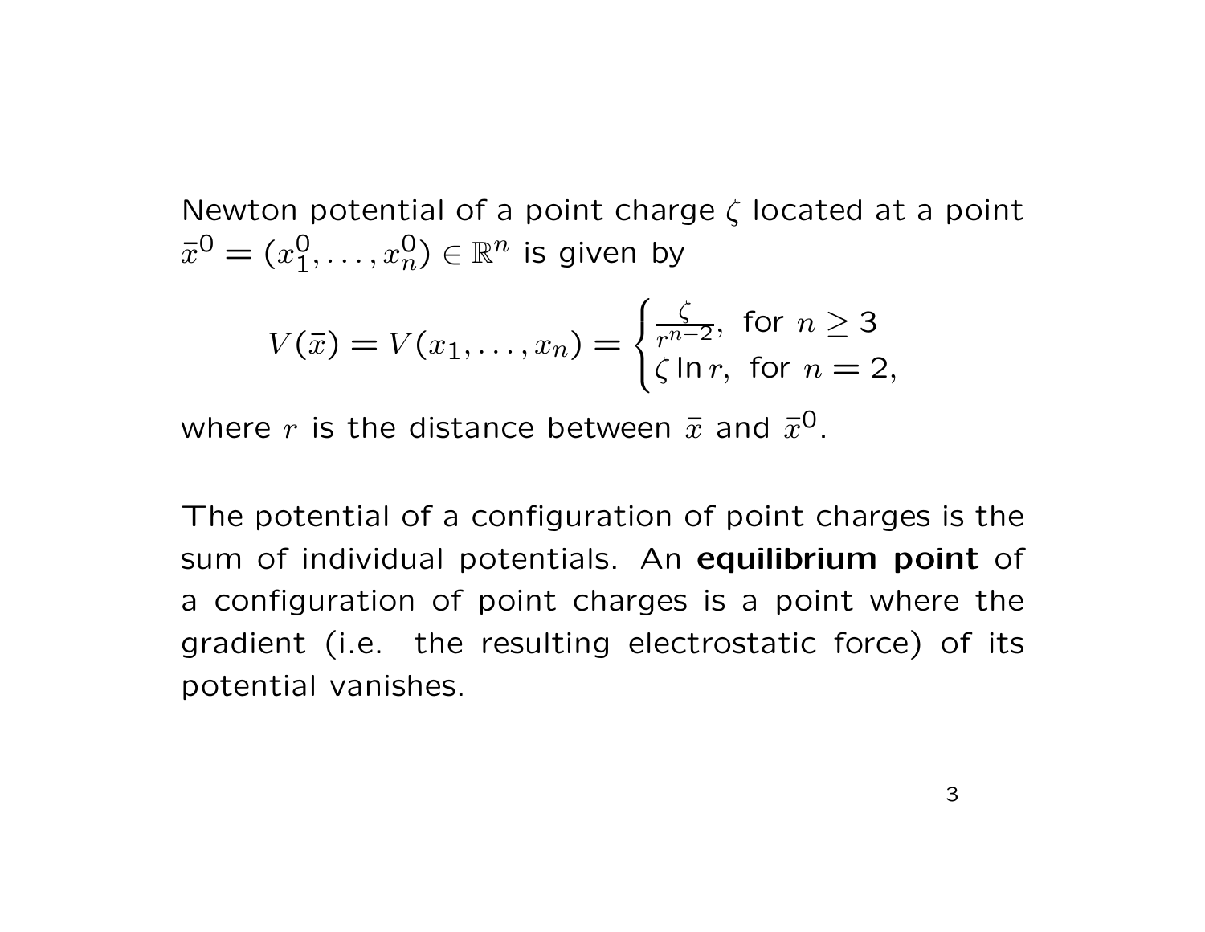Newton potential of a point charge $\zeta$ located at a point $\bar{x}^0 = (x_1^0, \ldots, x_n^0) \in \mathbb{R}^n$ is given by

$$V(\bar{x}) = V(x_1, \ldots, x_n) = \begin{cases} \frac{\zeta}{r^{n-2}}, \text{ for } n \geq 3 \\ \zeta \ln r, \text{ for } n = 2, \end{cases}$$

where $r$ is the distance between $\bar{x}$ and $\bar{x}^0$.

The potential of a configuration of point charges is the sum of individual potentials. An **equilibrium point** of a configuration of point charges is a point where the gradient (i.e. the resulting electrostatic force) of its potential vanishes.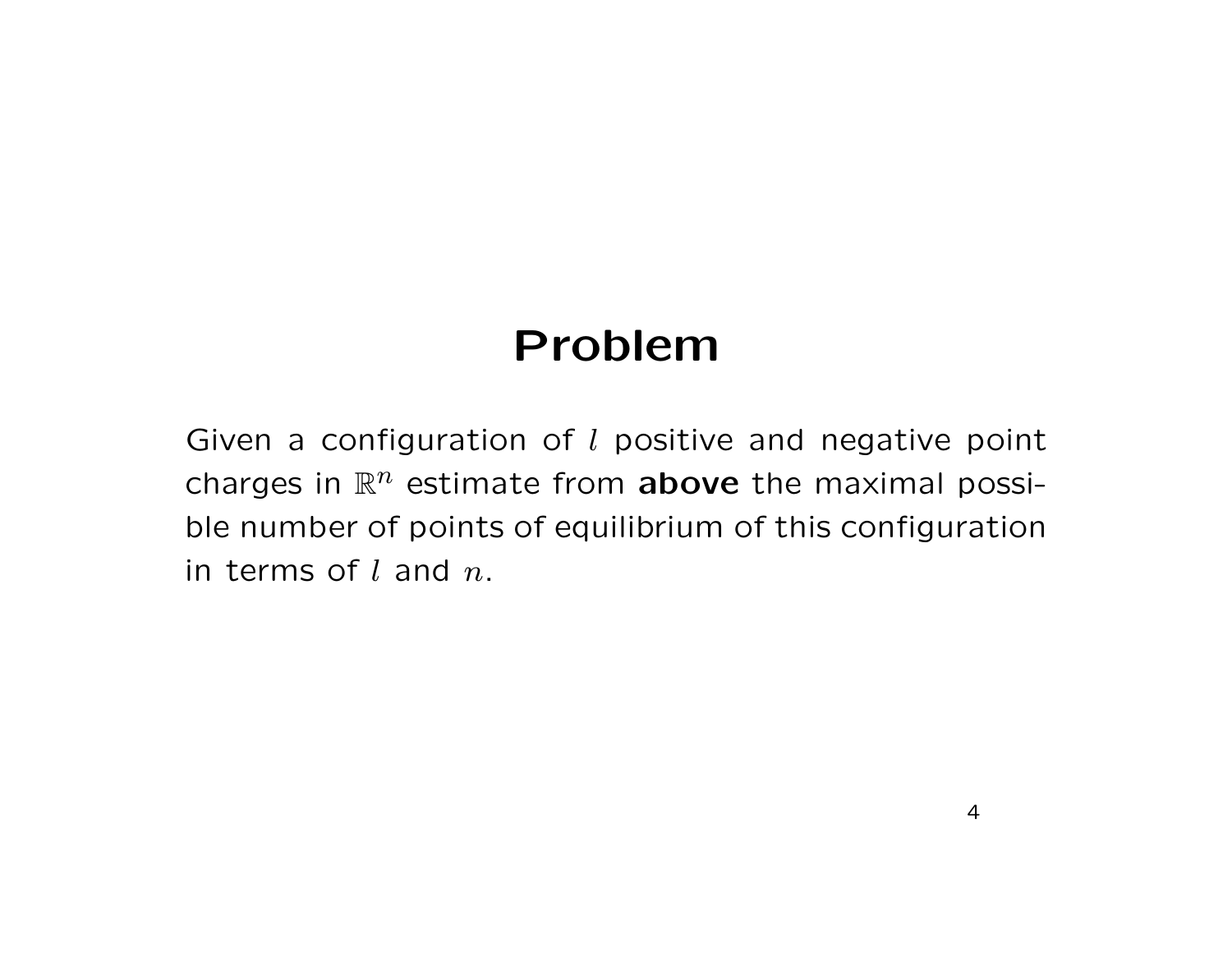# Problem

Given a configuration of $l$ positive and negative point charges in $\mathbb{R}^n$ estimate from **above** the maximal possible number of points of equilibrium of this configuration in terms of $l$ and $n$.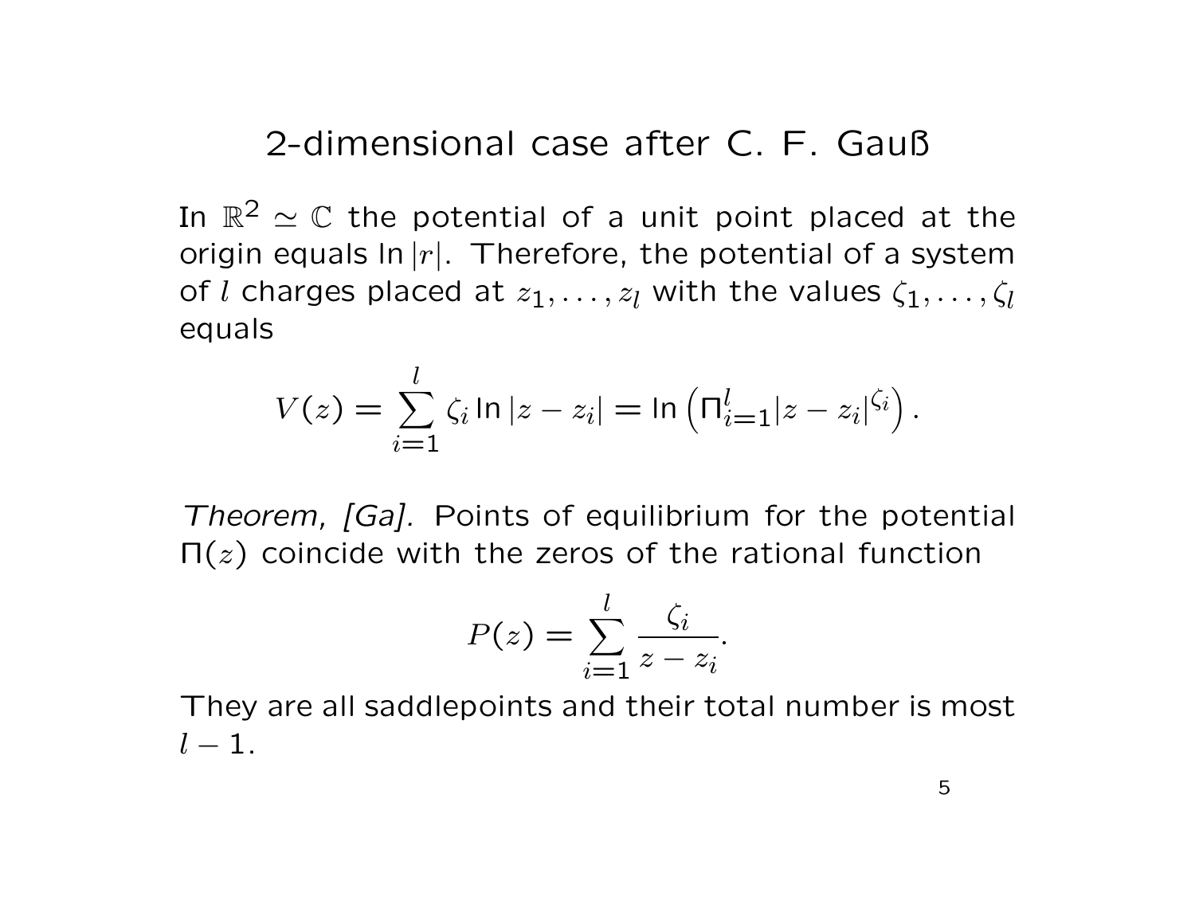# 2-dimensional case after C. F. Gauß

In $\mathbb{R}^2 \simeq \mathbb{C}$ the potential of a unit point placed at the origin equals $\ln |r|$. Therefore, the potential of a system of $l$ charges placed at $z_1, \ldots, z_l$ with the values $\zeta_1, \ldots, \zeta_l$ equals

$$V(z) = \sum_{i=1}^{l} \zeta_i \ln |z - z_i| = \ln \left( \Pi_{i=1}^{l} |z - z_i|^{\zeta_i} \right).$$

*Theorem, [Ga].* Points of equilibrium for the potential $\Pi(z)$ coincide with the zeros of the rational function

$$P(z) = \sum_{i=1}^{l} \frac{\zeta_i}{z - z_i}.$$

They are all saddlepoints and their total number is most $l - 1$.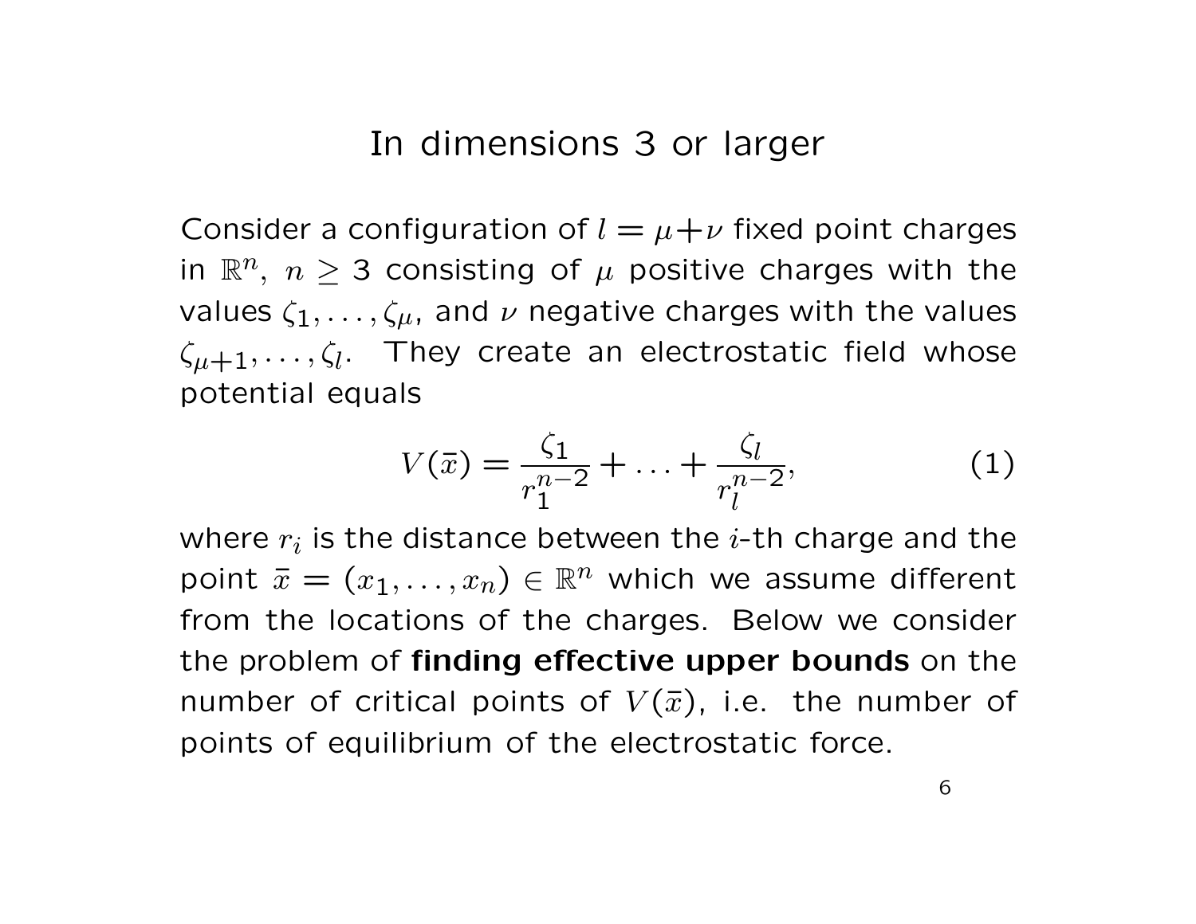# In dimensions 3 or larger

Consider a configuration of $l = \mu + \nu$ fixed point charges in $\mathbb{R}^n$, $n \geq 3$ consisting of $\mu$ positive charges with the values $\zeta_1, \ldots, \zeta_\mu$, and $\nu$ negative charges with the values $\zeta_{\mu+1}, \ldots, \zeta_l$. They create an electrostatic field whose potential equals

$$V(\bar{x}) = \frac{\zeta_1}{r_1^{n-2}} + \ldots + \frac{\zeta_l}{r_l^{n-2}}, \tag{1}$$

where $r_i$ is the distance between the $i$-th charge and the point $\bar{x} = (x_1, \ldots, x_n) \in \mathbb{R}^n$ which we assume different from the locations of the charges. Below we consider the problem of **finding effective upper bounds** on the number of critical points of $V(\bar{x})$, i.e. the number of points of equilibrium of the electrostatic force.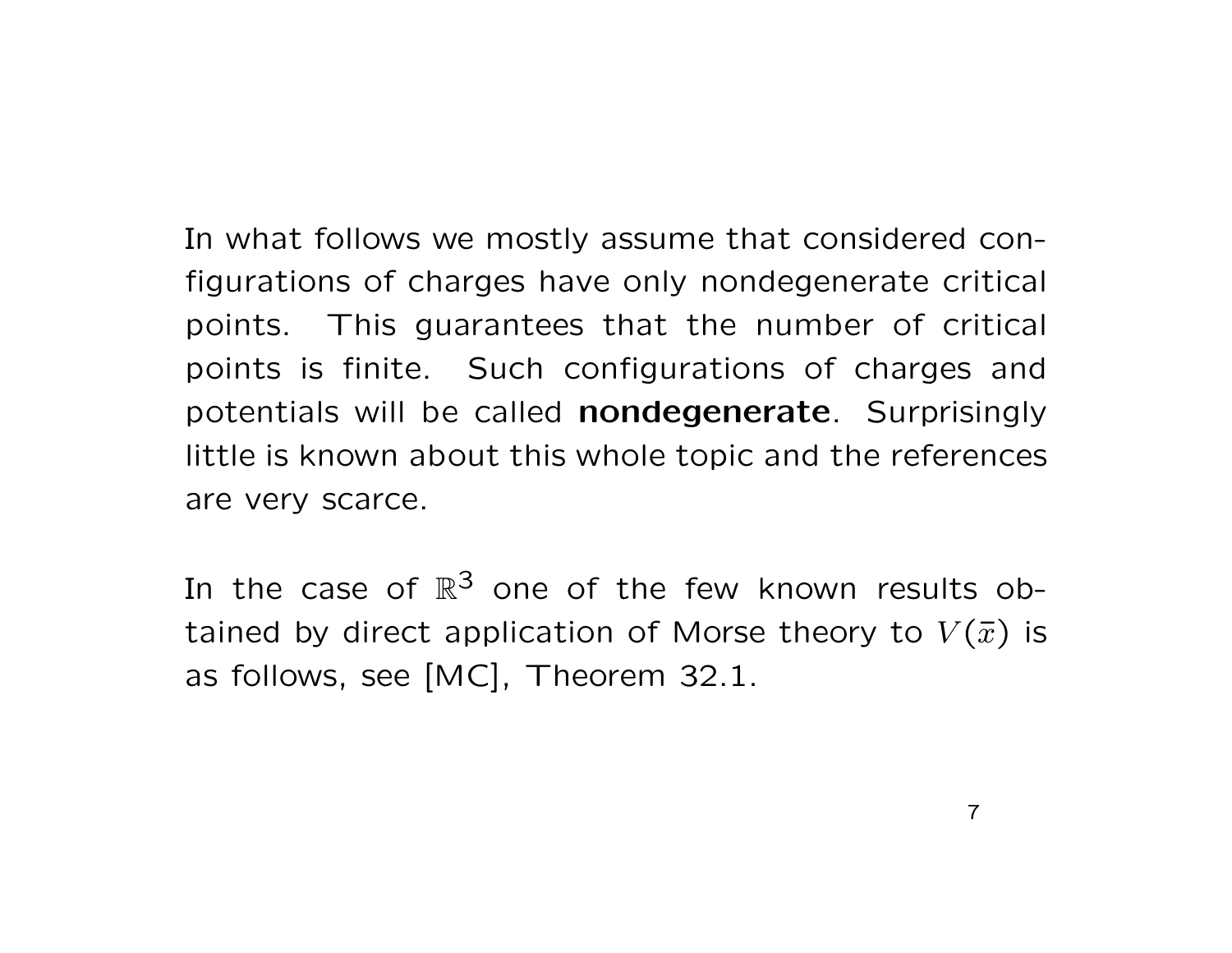In what follows we mostly assume that considered configurations of charges have only nondegenerate critical points. This guarantees that the number of critical points is finite. Such configurations of charges and potentials will be called **nondegenerate**. Surprisingly little is known about this whole topic and the references are very scarce.

In the case of $\mathbb{R}^3$ one of the few known results obtained by direct application of Morse theory to $V(\bar{x})$ is as follows, see [MC], Theorem 32.1.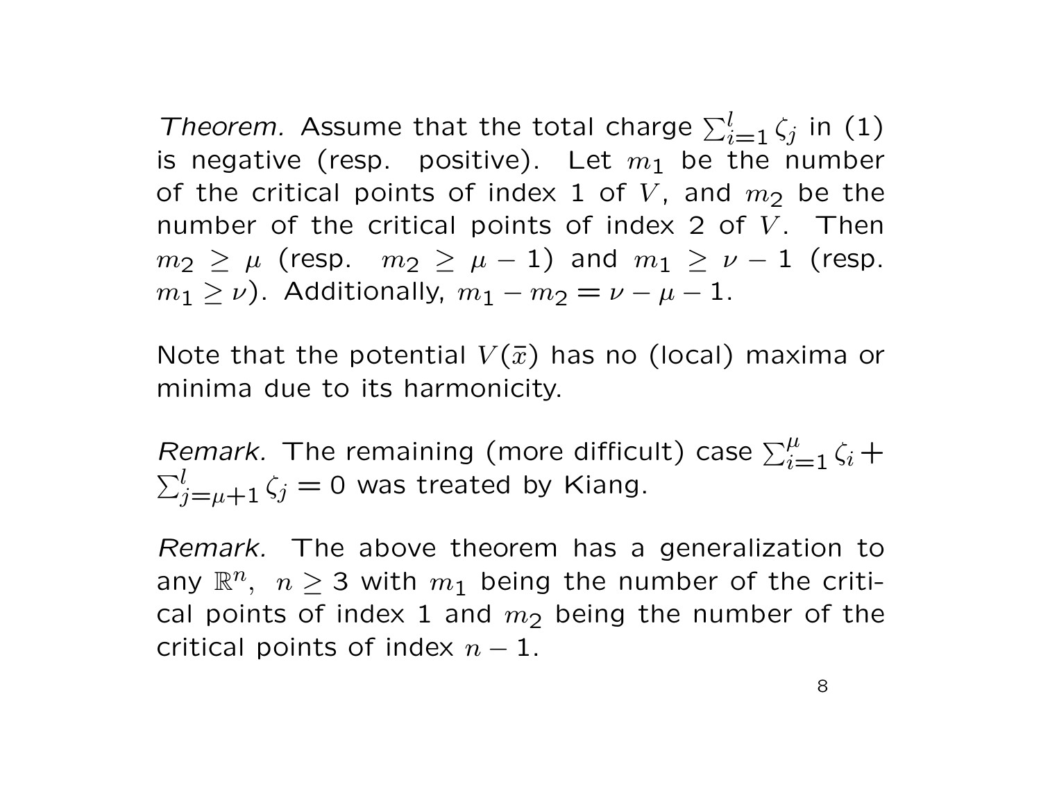*Theorem.* Assume that the total charge $\sum_{i=1}^{l} \zeta_j$ in (1) is negative (resp. positive). Let $m_1$ be the number of the critical points of index 1 of $V$, and $m_2$ be the number of the critical points of index 2 of $V$. Then $m_2 \geq \mu$ (resp. $m_2 \geq \mu - 1$) and $m_1 \geq \nu - 1$ (resp. $m_1 \geq \nu$). Additionally, $m_1 - m_2 = \nu - \mu - 1$.

Note that the potential $V(\bar{x})$ has no (local) maxima or minima due to its harmonicity.

*Remark.* The remaining (more difficult) case $\sum_{i=1}^{\mu} \zeta_i + \sum_{j=\mu+1}^{l} \zeta_j = 0$ was treated by Kiang.

*Remark.* The above theorem has a generalization to any $\mathbb{R}^n$, $n \geq 3$ with $m_1$ being the number of the critical points of index 1 and $m_2$ being the number of the critical points of index $n-1$.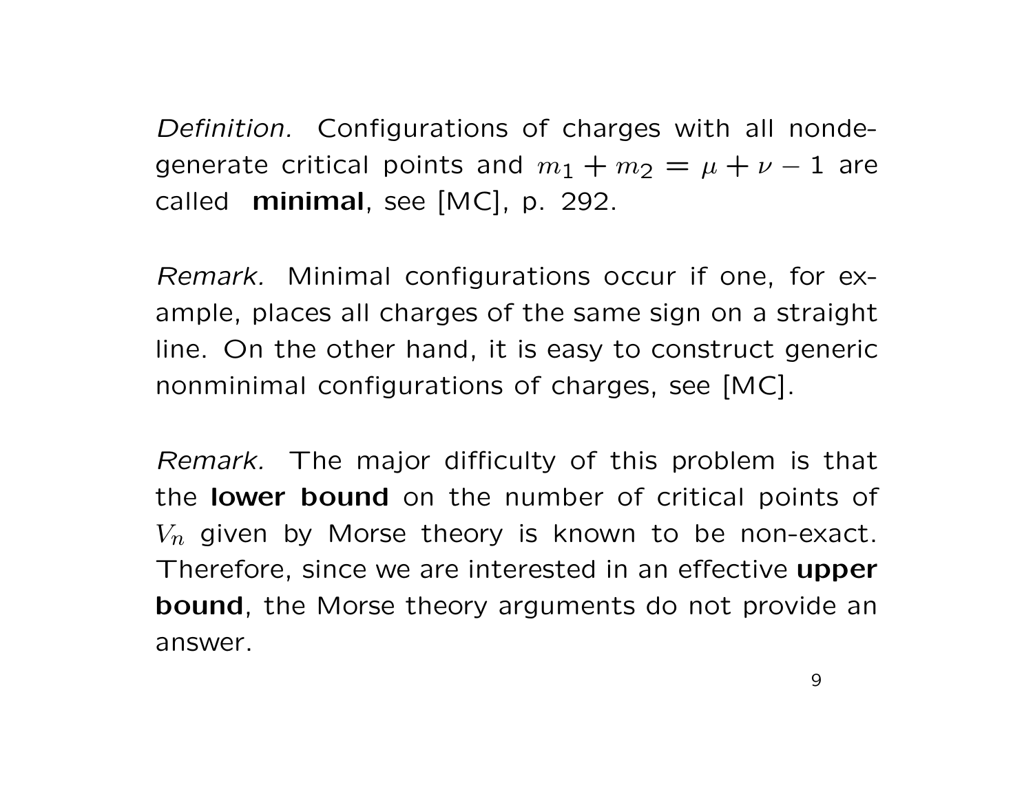*Definition.* Configurations of charges with all nondegenerate critical points and $m_1 + m_2 = \mu + \nu - 1$ are called **minimal**, see [MC], p. 292.

*Remark.* Minimal configurations occur if one, for example, places all charges of the same sign on a straight line. On the other hand, it is easy to construct generic nonminimal configurations of charges, see [MC].

*Remark.* The major difficulty of this problem is that the **lower bound** on the number of critical points of $V_n$ given by Morse theory is known to be non-exact. Therefore, since we are interested in an effective **upper bound**, the Morse theory arguments do not provide an answer.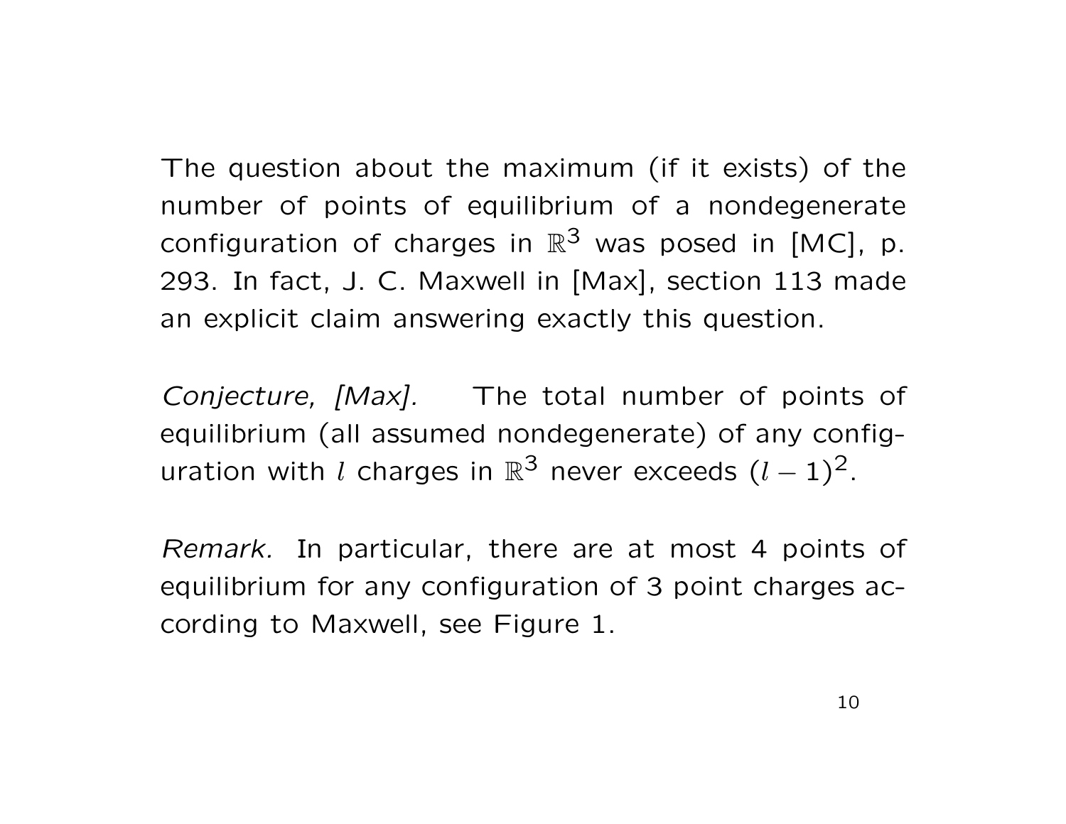The question about the maximum (if it exists) of the number of points of equilibrium of a nondegenerate configuration of charges in $\mathbb{R}^3$ was posed in [MC], p. 293. In fact, J. C. Maxwell in [Max], section 113 made an explicit claim answering exactly this question.

*Conjecture, [Max].* The total number of points of equilibrium (all assumed nondegenerate) of any configuration with $l$ charges in $\mathbb{R}^3$ never exceeds $(l-1)^2$.

*Remark.* In particular, there are at most 4 points of equilibrium for any configuration of 3 point charges according to Maxwell, see Figure 1.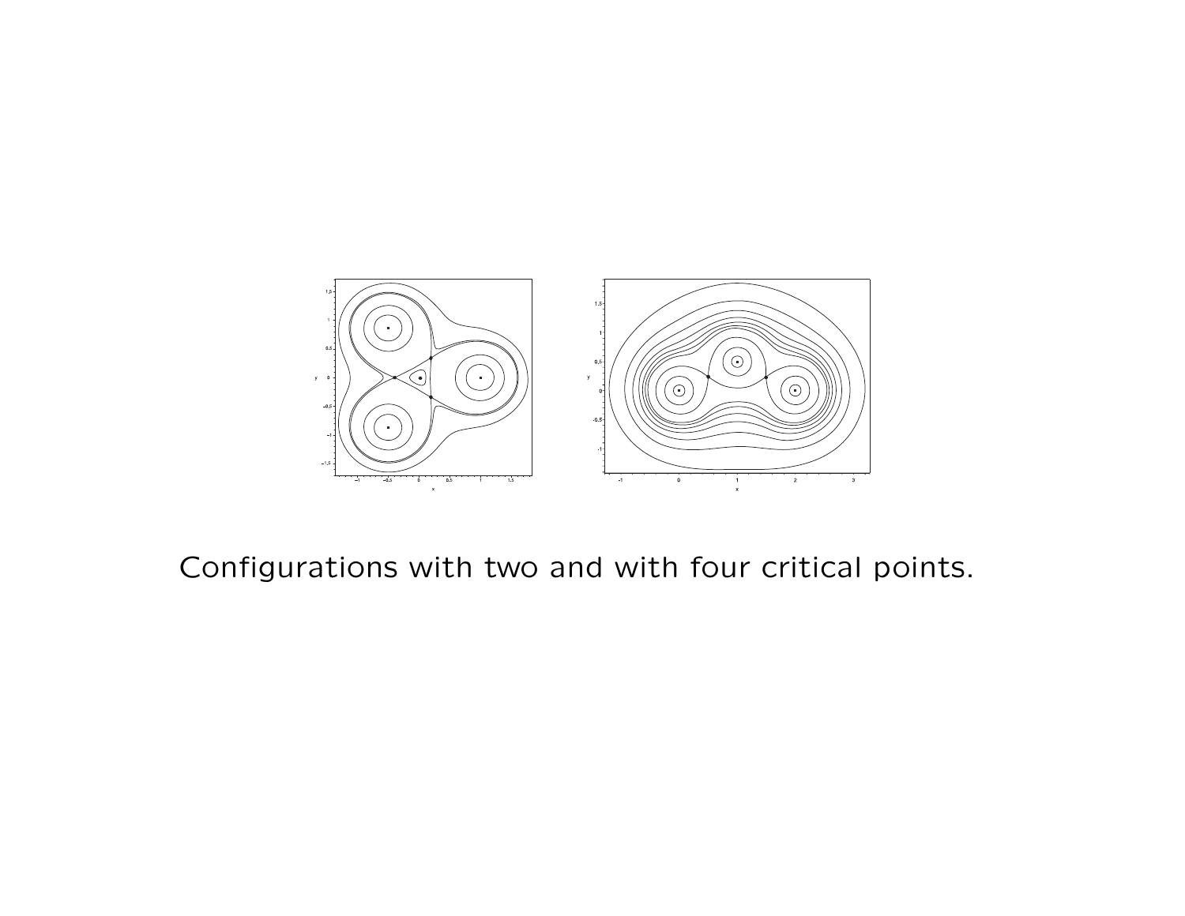Configurations with two and with four critical points.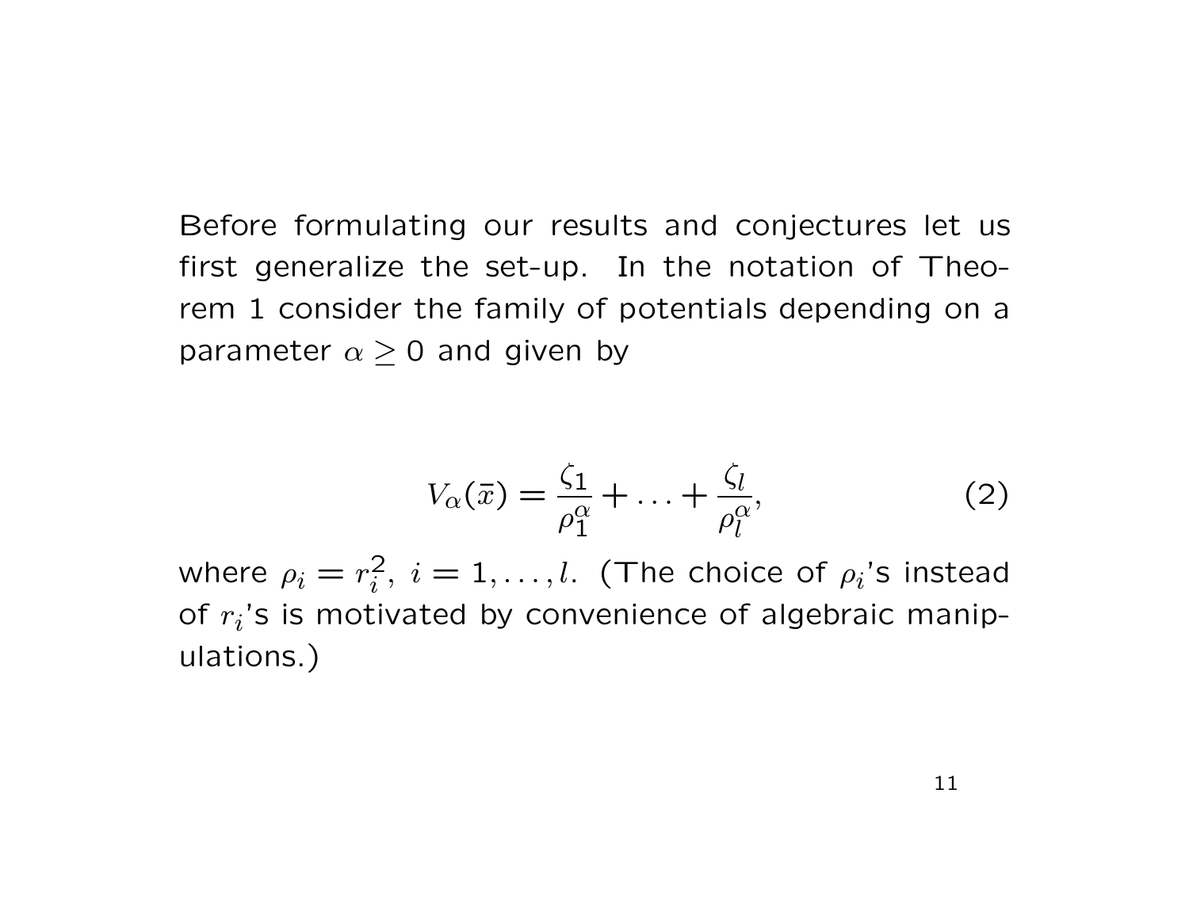Before formulating our results and conjectures let us first generalize the set-up. In the notation of Theorem 1 consider the family of potentials depending on a parameter $\alpha \geq 0$ and given by

$$V_\alpha(\bar{x}) = \frac{\zeta_1}{\rho_1^\alpha} + \ldots + \frac{\zeta_l}{\rho_l^\alpha}, \tag{2}$$

where $\rho_i = r_i^2,\ i = 1, \ldots, l$. (The choice of $\rho_i$'s instead of $r_i$'s is motivated by convenience of algebraic manipulations.)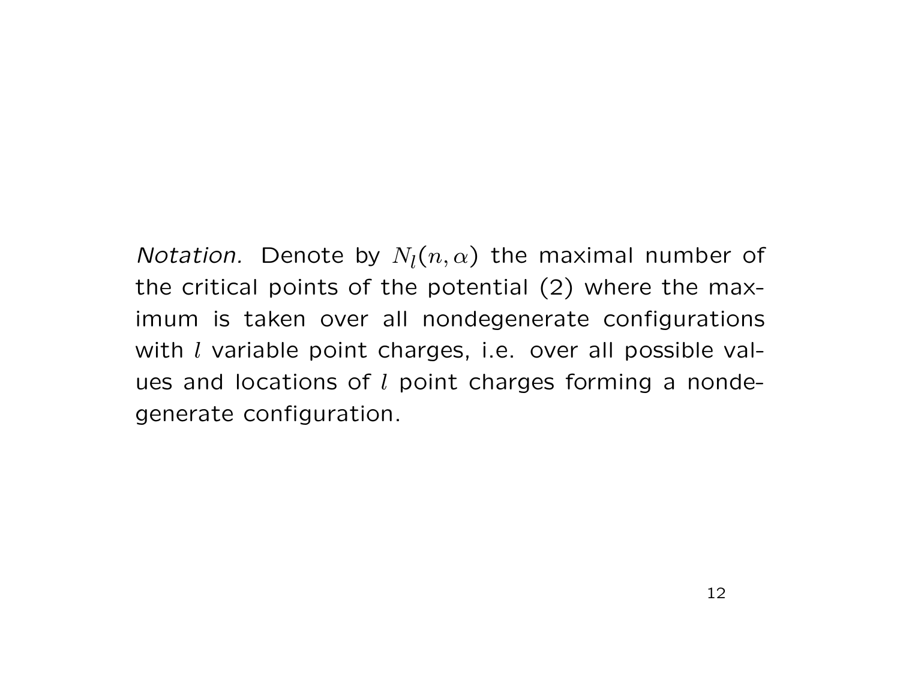*Notation.* Denote by $N_l(n, \alpha)$ the maximal number of the critical points of the potential (2) where the maximum is taken over all nondegenerate configurations with $l$ variable point charges, i.e. over all possible values and locations of $l$ point charges forming a nondegenerate configuration.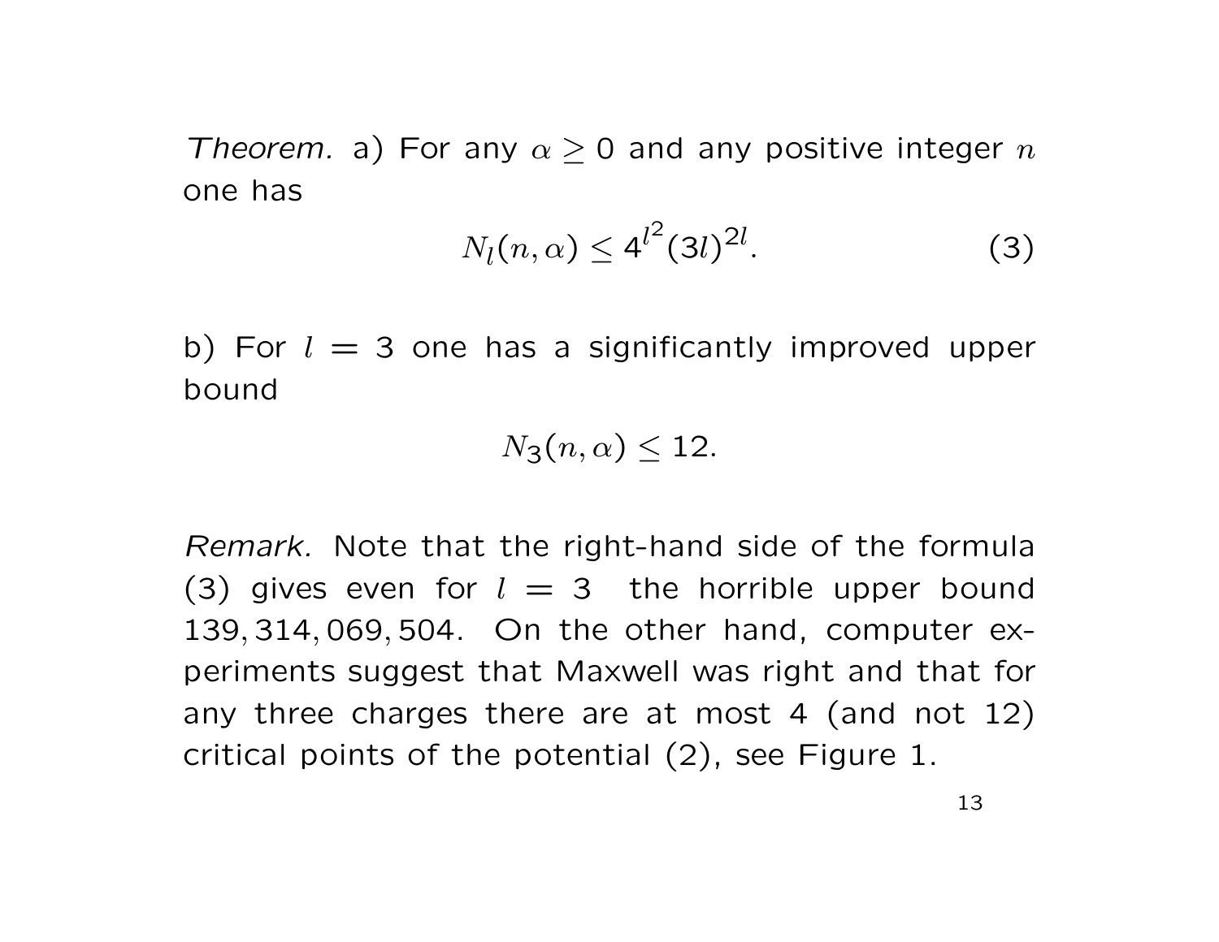*Theorem.* a) For any $\alpha \geq 0$ and any positive integer $n$ one has

$$N_l(n, \alpha) \leq 4^{l^2}(3l)^{2l}. \tag{3}$$

b) For $l = 3$ one has a significantly improved upper bound

$$N_3(n, \alpha) \leq 12.$$

*Remark.* Note that the right-hand side of the formula (3) gives even for $l = 3$ the horrible upper bound $139,314,069,504$. On the other hand, computer experiments suggest that Maxwell was right and that for any three charges there are at most 4 (and not 12) critical points of the potential (2), see Figure 1.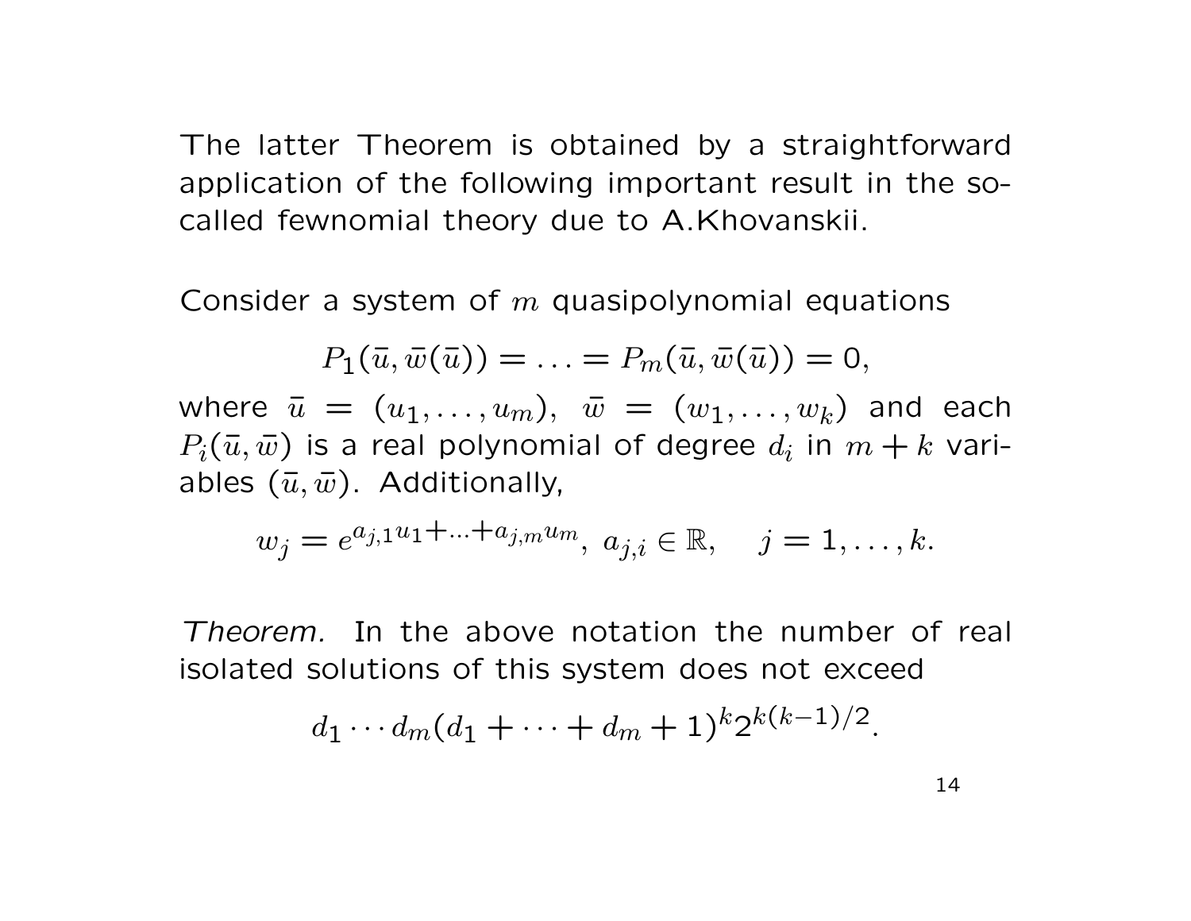The latter Theorem is obtained by a straightforward application of the following important result in the so-called fewnomial theory due to A.Khovanskii.

Consider a system of $m$ quasipolynomial equations

$$P_1(\bar{u}, \bar{w}(\bar{u})) = \ldots = P_m(\bar{u}, \bar{w}(\bar{u})) = 0,$$

where $\bar{u} = (u_1, \ldots, u_m)$, $\bar{w} = (w_1, \ldots, w_k)$ and each $P_i(\bar{u}, \bar{w})$ is a real polynomial of degree $d_i$ in $m + k$ variables $(\bar{u}, \bar{w})$. Additionally,

$$w_j = e^{a_{j,1}u_1 + \ldots + a_{j,m}u_m}, \ a_{j,i} \in \mathbb{R}, \quad j = 1, \ldots, k.$$

*Theorem.* In the above notation the number of real isolated solutions of this system does not exceed

$$d_1 \cdots d_m (d_1 + \cdots + d_m + 1)^k 2^{k(k-1)/2}.$$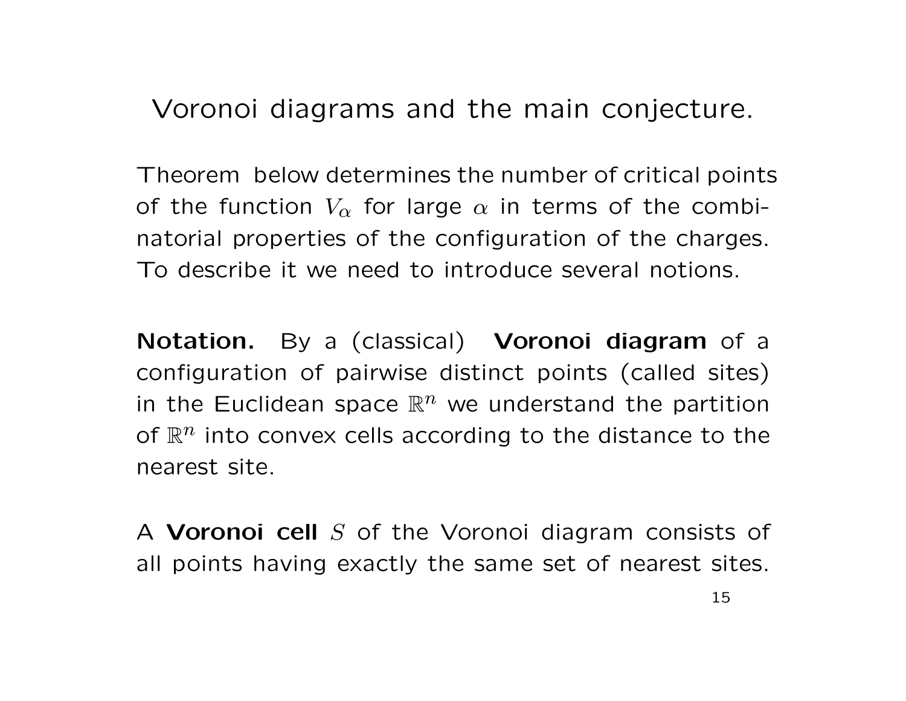# Voronoi diagrams and the main conjecture.

Theorem below determines the number of critical points of the function $V_\alpha$ for large $\alpha$ in terms of the combinatorial properties of the configuration of the charges. To describe it we need to introduce several notions.

**Notation.** By a (classical) **Voronoi diagram** of a configuration of pairwise distinct points (called sites) in the Euclidean space $\mathbb{R}^n$ we understand the partition of $\mathbb{R}^n$ into convex cells according to the distance to the nearest site.

A **Voronoi cell** $S$ of the Voronoi diagram consists of all points having exactly the same set of nearest sites.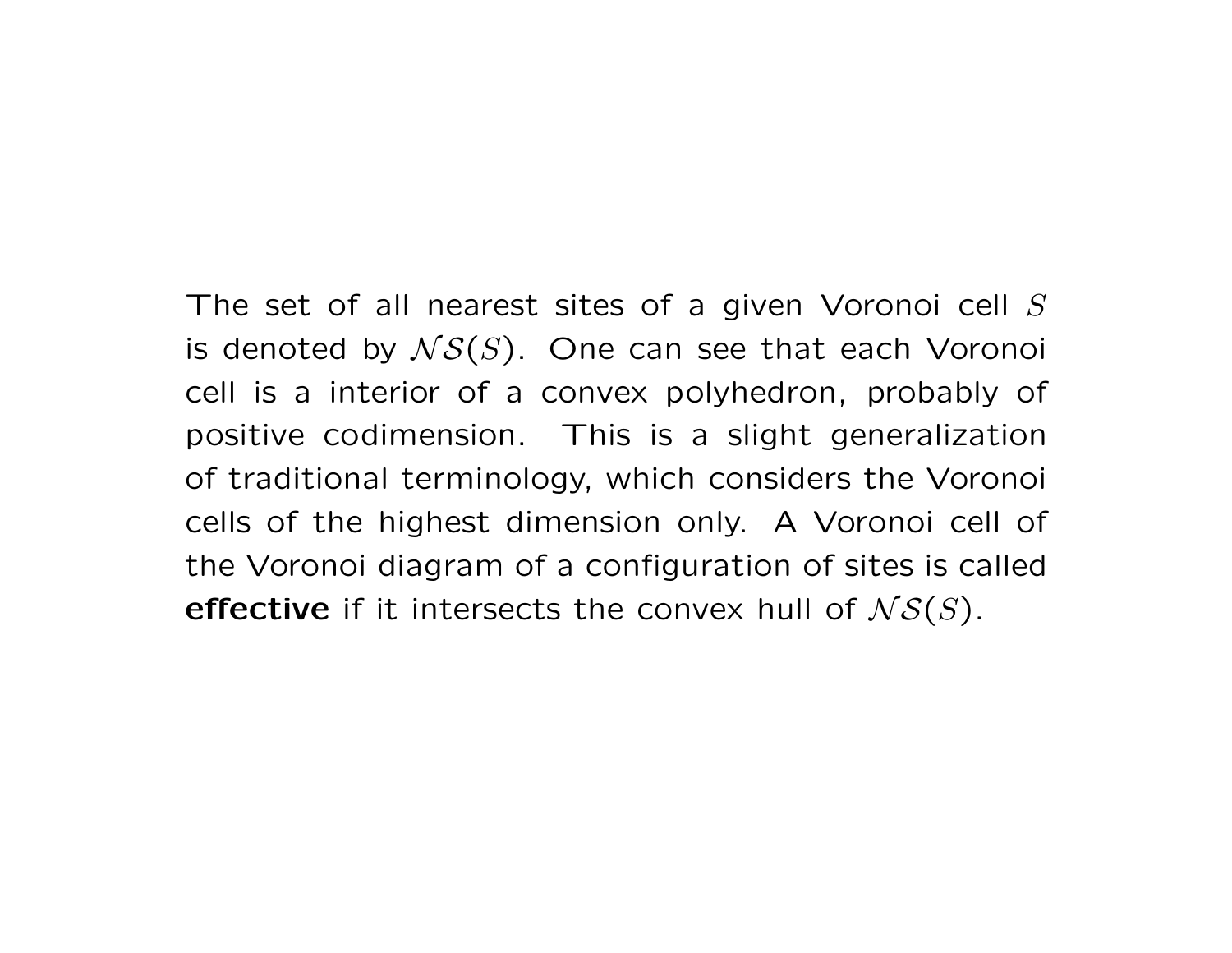The set of all nearest sites of a given Voronoi cell $S$ is denoted by $\mathcal{NS}(S)$. One can see that each Voronoi cell is a interior of a convex polyhedron, probably of positive codimension. This is a slight generalization of traditional terminology, which considers the Voronoi cells of the highest dimension only. A Voronoi cell of the Voronoi diagram of a configuration of sites is called **effective** if it intersects the convex hull of $\mathcal{NS}(S)$.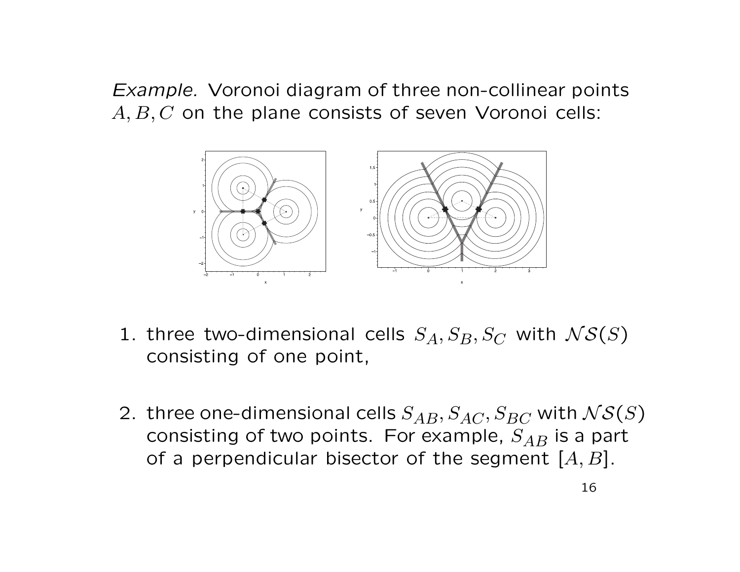*Example.* Voronoi diagram of three non-collinear points $A, B, C$ on the plane consists of seven Voronoi cells:

1. three two-dimensional cells $S_A, S_B, S_C$ with $\mathcal{NS}(S)$ consisting of one point,

2. three one-dimensional cells $S_{AB}, S_{AC}, S_{BC}$ with $\mathcal{NS}(S)$ consisting of two points. For example, $S_{AB}$ is a part of a perpendicular bisector of the segment $[A, B]$.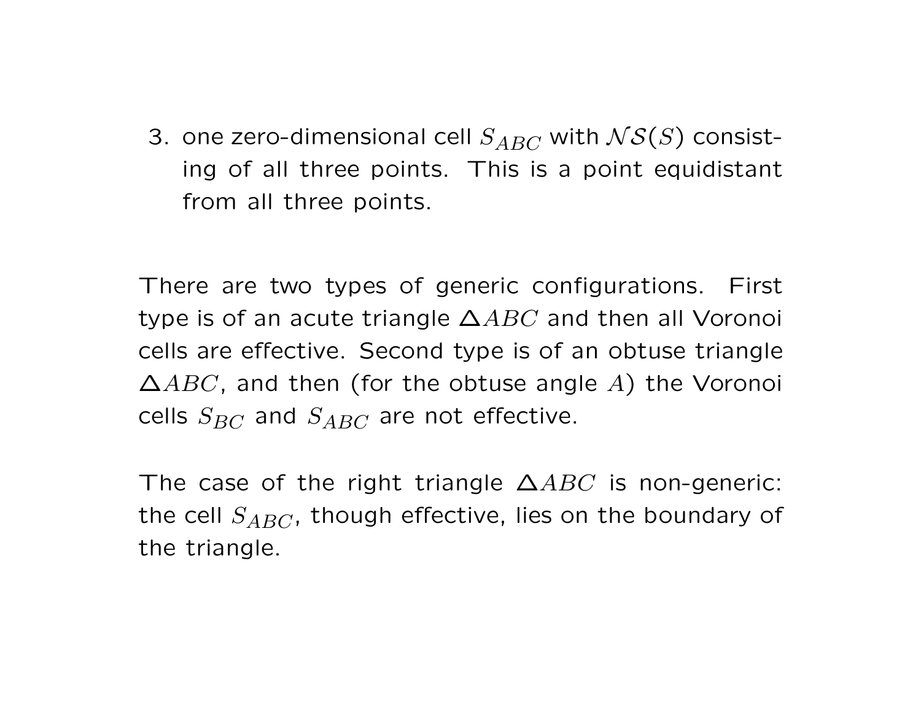3. one zero-dimensional cell $S_{ABC}$ with $\mathcal{NS}(S)$ consisting of all three points. This is a point equidistant from all three points.

There are two types of generic configurations. First type is of an acute triangle $\Delta ABC$ and then all Voronoi cells are effective. Second type is of an obtuse triangle $\Delta ABC$, and then (for the obtuse angle $A$) the Voronoi cells $S_{BC}$ and $S_{ABC}$ are not effective.

The case of the right triangle $\Delta ABC$ is non-generic: the cell $S_{ABC}$, though effective, lies on the boundary of the triangle.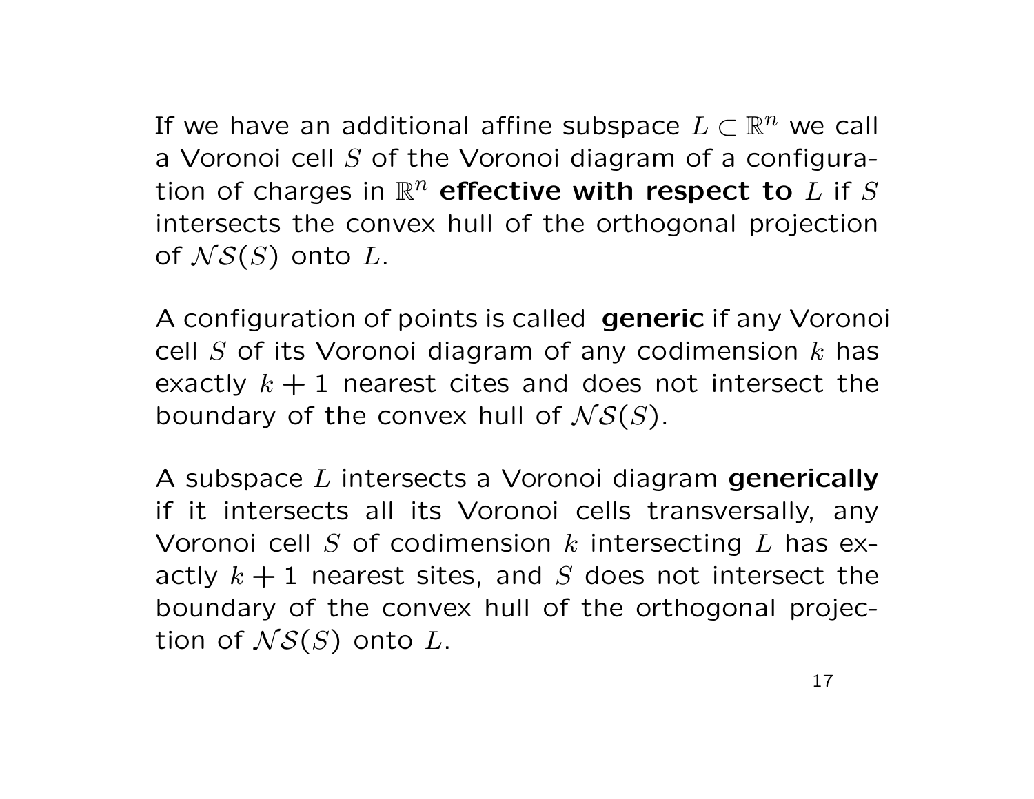If we have an additional affine subspace $L \subset \mathbb{R}^n$ we call a Voronoi cell $S$ of the Voronoi diagram of a configuration of charges in $\mathbb{R}^n$ **effective with respect to** $L$ if $S$ intersects the convex hull of the orthogonal projection of $\mathcal{NS}(S)$ onto $L$.

A configuration of points is called **generic** if any Voronoi cell $S$ of its Voronoi diagram of any codimension $k$ has exactly $k+1$ nearest cites and does not intersect the boundary of the convex hull of $\mathcal{NS}(S)$.

A subspace $L$ intersects a Voronoi diagram **generically** if it intersects all its Voronoi cells transversally, any Voronoi cell $S$ of codimension $k$ intersecting $L$ has exactly $k+1$ nearest sites, and $S$ does not intersect the boundary of the convex hull of the orthogonal projection of $\mathcal{NS}(S)$ onto $L$.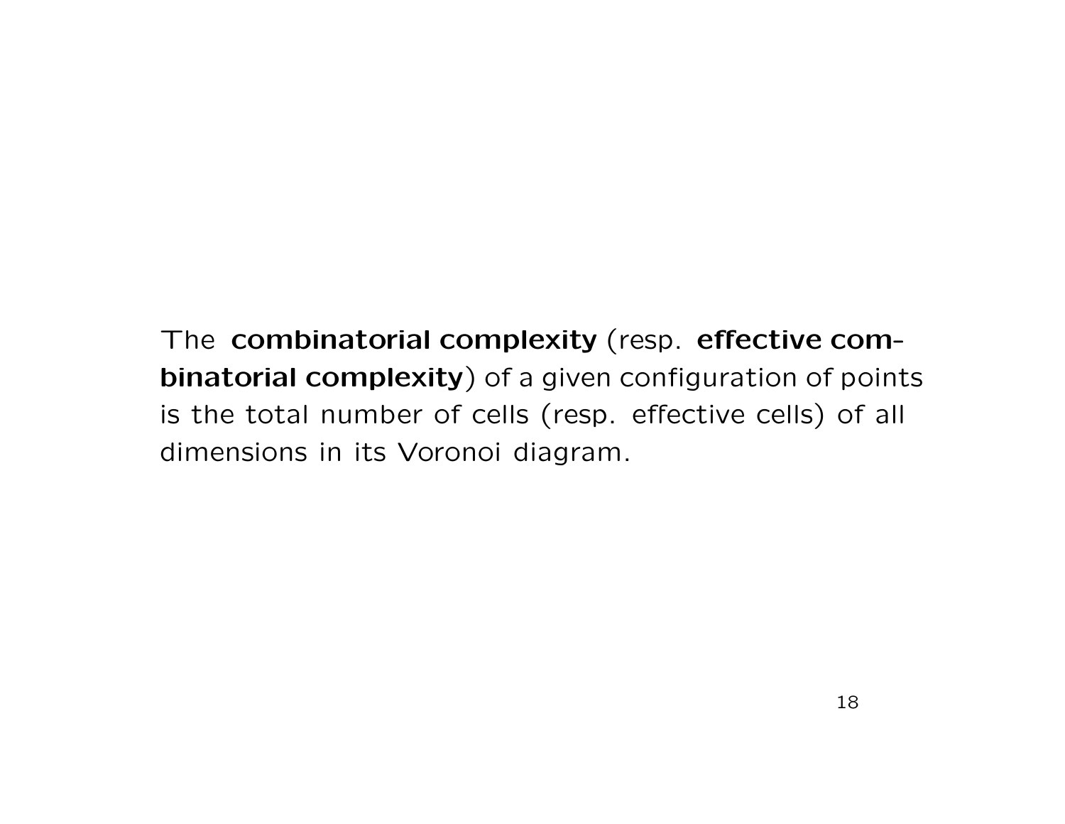The **combinatorial complexity** (resp. **effective combinatorial complexity**) of a given configuration of points is the total number of cells (resp. effective cells) of all dimensions in its Voronoi diagram.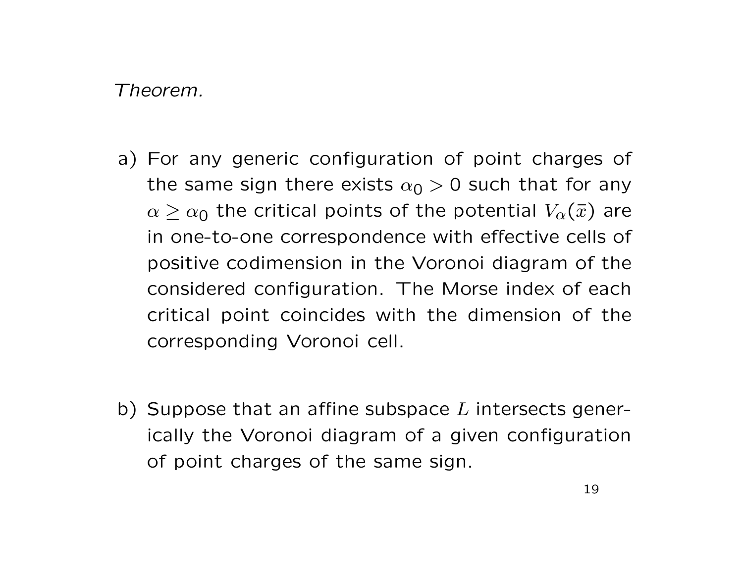*Theorem.*

a) For any generic configuration of point charges of the same sign there exists $\alpha_0 > 0$ such that for any $\alpha \geq \alpha_0$ the critical points of the potential $V_\alpha(\bar{x})$ are in one-to-one correspondence with effective cells of positive codimension in the Voronoi diagram of the considered configuration. The Morse index of each critical point coincides with the dimension of the corresponding Voronoi cell.

b) Suppose that an affine subspace $L$ intersects generically the Voronoi diagram of a given configuration of point charges of the same sign.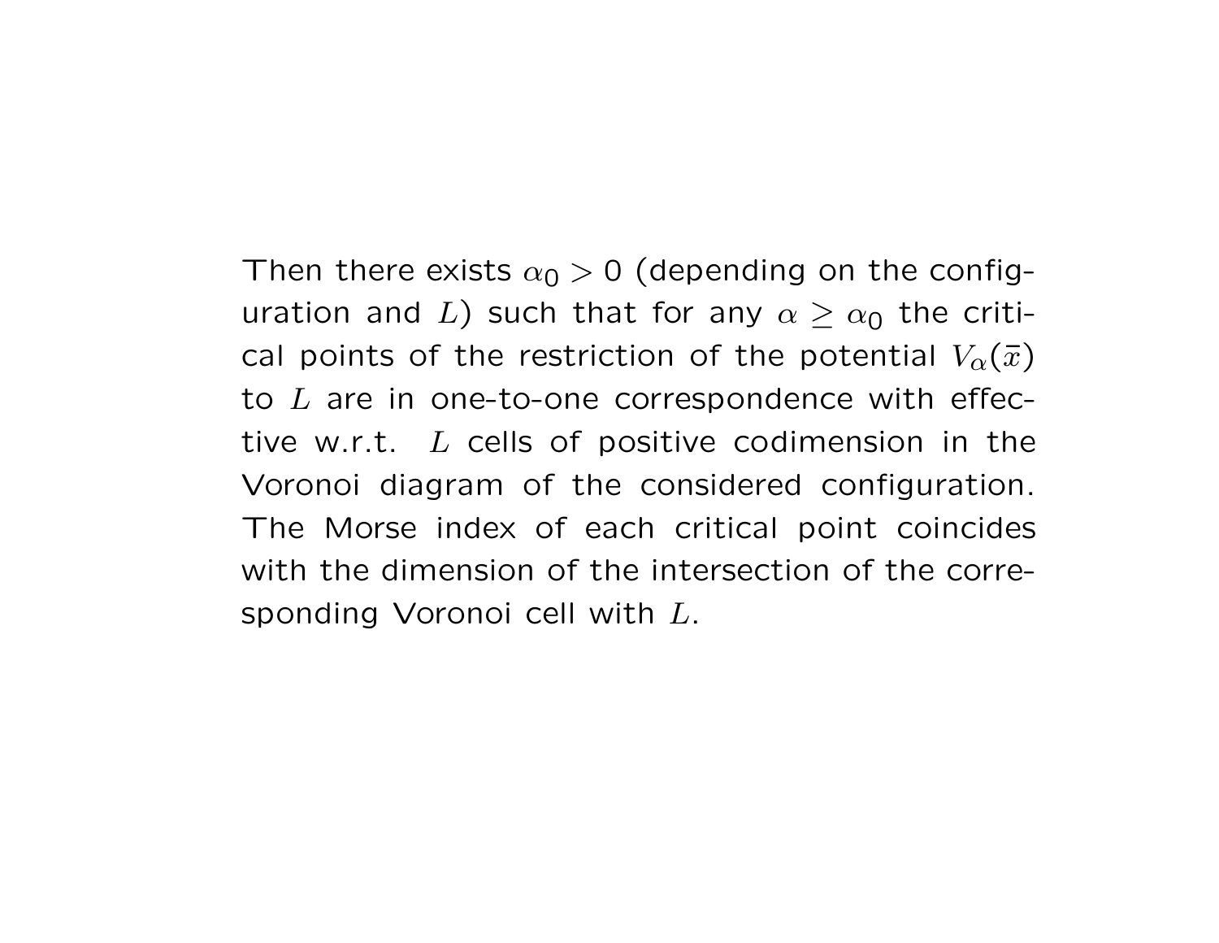Then there exists $\alpha_0 > 0$ (depending on the configuration and $L$) such that for any $\alpha \geq \alpha_0$ the critical points of the restriction of the potential $V_\alpha(\bar{x})$ to $L$ are in one-to-one correspondence with effective w.r.t. $L$ cells of positive codimension in the Voronoi diagram of the considered configuration. The Morse index of each critical point coincides with the dimension of the intersection of the corresponding Voronoi cell with $L$.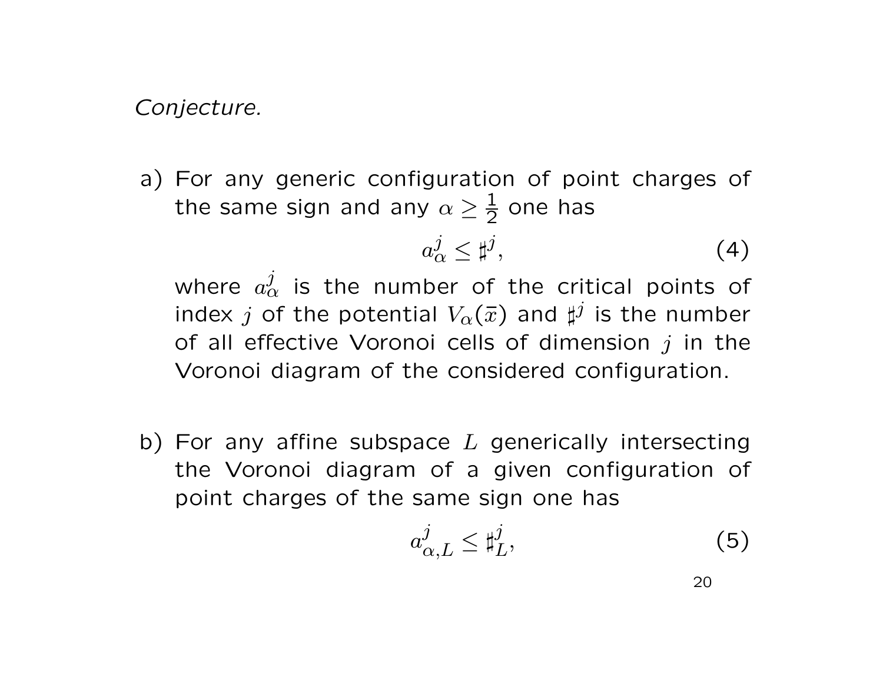*Conjecture.*

a) For any generic configuration of point charges of the same sign and any $\alpha \geq \frac{1}{2}$ one has

$$a^j_\alpha \leq \sharp^j, \tag{4}$$

where $a^j_\alpha$ is the number of the critical points of index $j$ of the potential $V_\alpha(\bar{x})$ and $\sharp^j$ is the number of all effective Voronoi cells of dimension $j$ in the Voronoi diagram of the considered configuration.

b) For any affine subspace $L$ generically intersecting the Voronoi diagram of a given configuration of point charges of the same sign one has

$$a^j_{\alpha,L} \leq \sharp^j_L, \tag{5}$$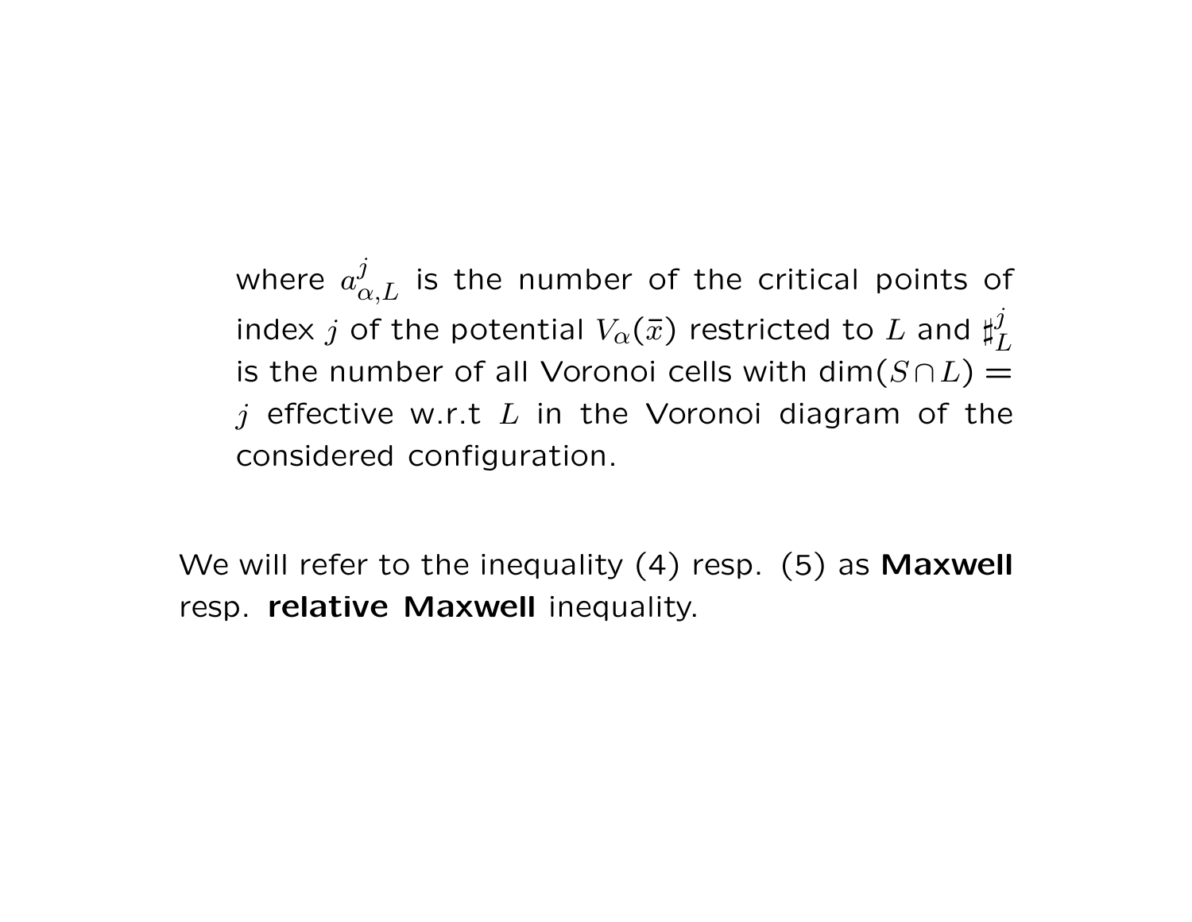where $a^j_{\alpha,L}$ is the number of the critical points of index $j$ of the potential $V_\alpha(\bar{x})$ restricted to $L$ and $\sharp^j_L$ is the number of all Voronoi cells with $\dim(S \cap L) = j$ effective w.r.t $L$ in the Voronoi diagram of the considered configuration.

We will refer to the inequality (4) resp. (5) as **Maxwell** resp. **relative Maxwell** inequality.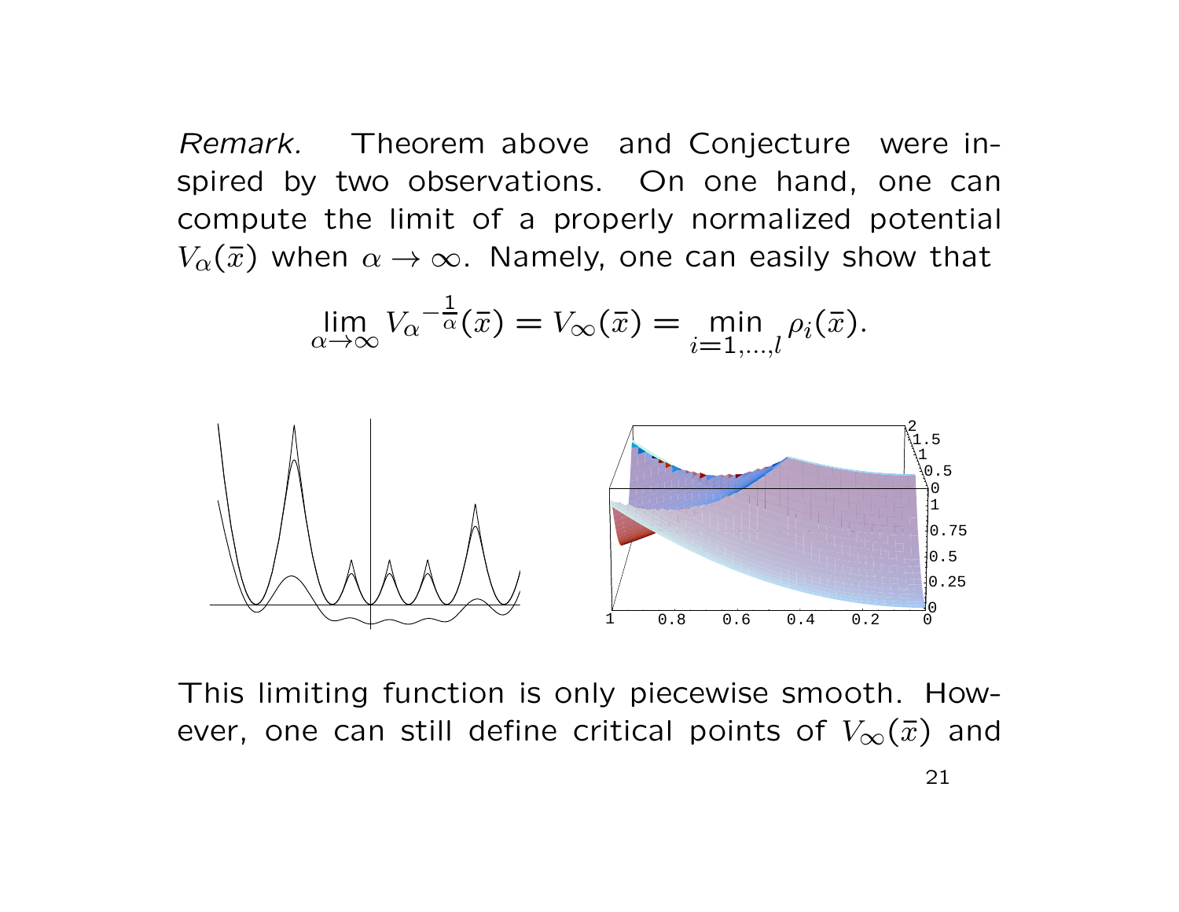*Remark.* Theorem above and Conjecture were inspired by two observations. On one hand, one can compute the limit of a properly normalized potential $V_\alpha(\bar{x})$ when $\alpha \to \infty$. Namely, one can easily show that

$$\lim_{\alpha\to\infty} V_\alpha{}^{-\frac{1}{\alpha}}(\bar{x}) = V_\infty(\bar{x}) = \min_{i=1,\ldots,l} \rho_i(\bar{x}).$$

This limiting function is only piecewise smooth. However, one can still define critical points of $V_\infty(\bar{x})$ and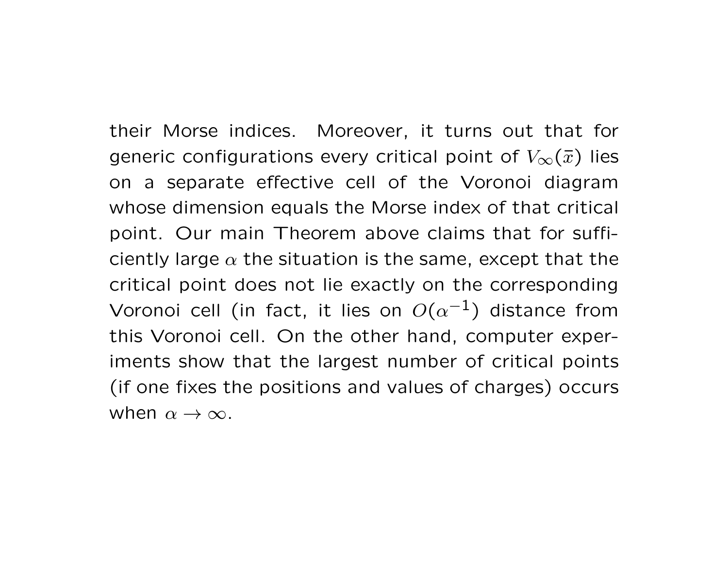their Morse indices. Moreover, it turns out that for generic configurations every critical point of $V_\infty(\bar{x})$ lies on a separate effective cell of the Voronoi diagram whose dimension equals the Morse index of that critical point. Our main Theorem above claims that for sufficiently large $\alpha$ the situation is the same, except that the critical point does not lie exactly on the corresponding Voronoi cell (in fact, it lies on $O(\alpha^{-1})$ distance from this Voronoi cell. On the other hand, computer experiments show that the largest number of critical points (if one fixes the positions and values of charges) occurs when $\alpha \to \infty$.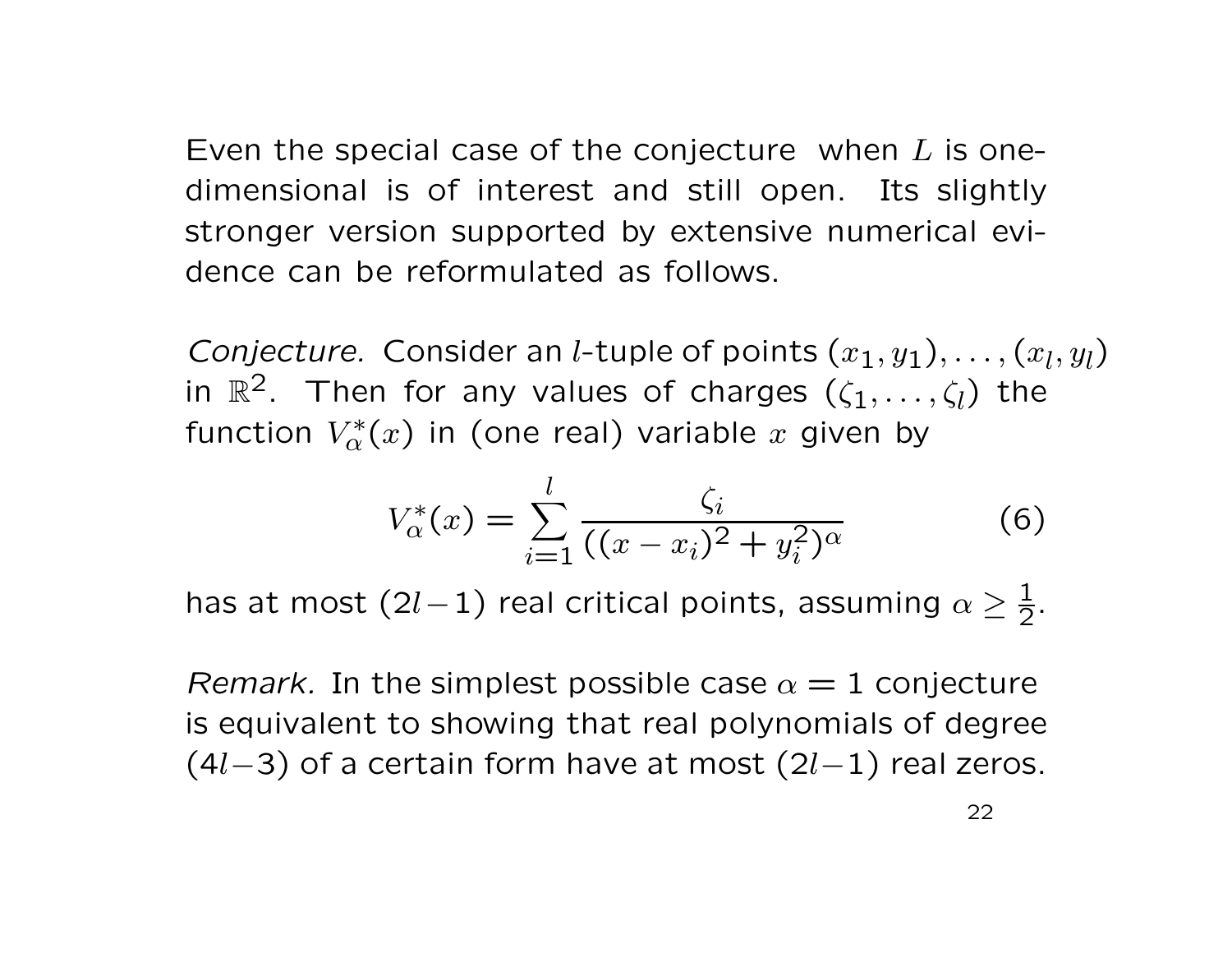Even the special case of the conjecture when $L$ is one-dimensional is of interest and still open. Its slightly stronger version supported by extensive numerical evidence can be reformulated as follows.

*Conjecture.* Consider an $l$-tuple of points $(x_1, y_1), \dots, (x_l, y_l)$ in $\mathbb{R}^2$. Then for any values of charges $(\zeta_1, \dots, \zeta_l)$ the function $V_\alpha^*(x)$ in (one real) variable $x$ given by

$$V_\alpha^*(x) = \sum_{i=1}^{l} \frac{\zeta_i}{((x - x_i)^2 + y_i^2)^\alpha} \tag{6}$$

has at most $(2l-1)$ real critical points, assuming $\alpha \geq \frac{1}{2}$.

*Remark.* In the simplest possible case $\alpha = 1$ conjecture is equivalent to showing that real polynomials of degree $(4l-3)$ of a certain form have at most $(2l-1)$ real zeros.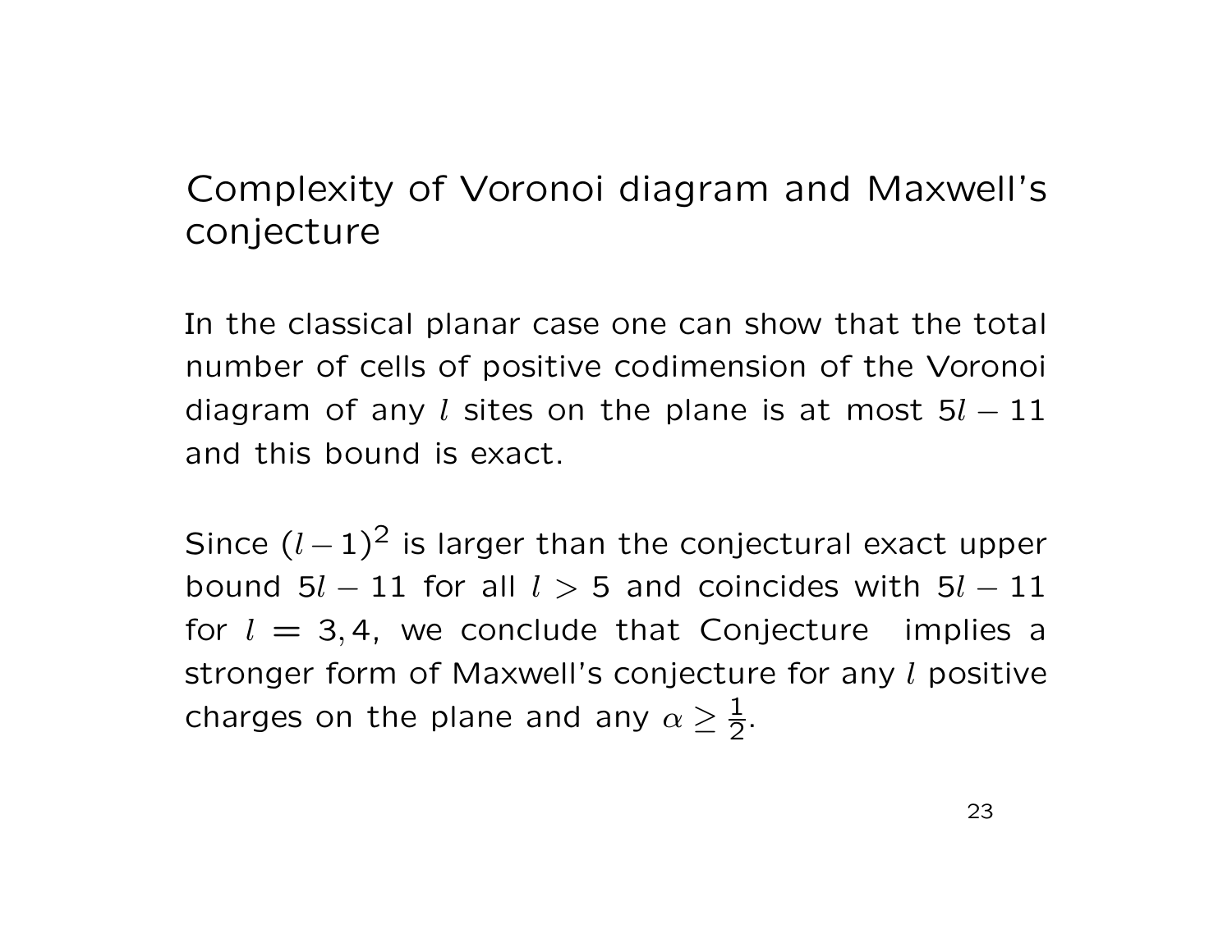## Complexity of Voronoi diagram and Maxwell's conjecture

In the classical planar case one can show that the total number of cells of positive codimension of the Voronoi diagram of any $l$ sites on the plane is at most $5l - 11$ and this bound is exact.

Since $(l-1)^2$ is larger than the conjectural exact upper bound $5l - 11$ for all $l > 5$ and coincides with $5l - 11$ for $l = 3, 4$, we conclude that Conjecture implies a stronger form of Maxwell's conjecture for any $l$ positive charges on the plane and any $\alpha \geq \frac{1}{2}$.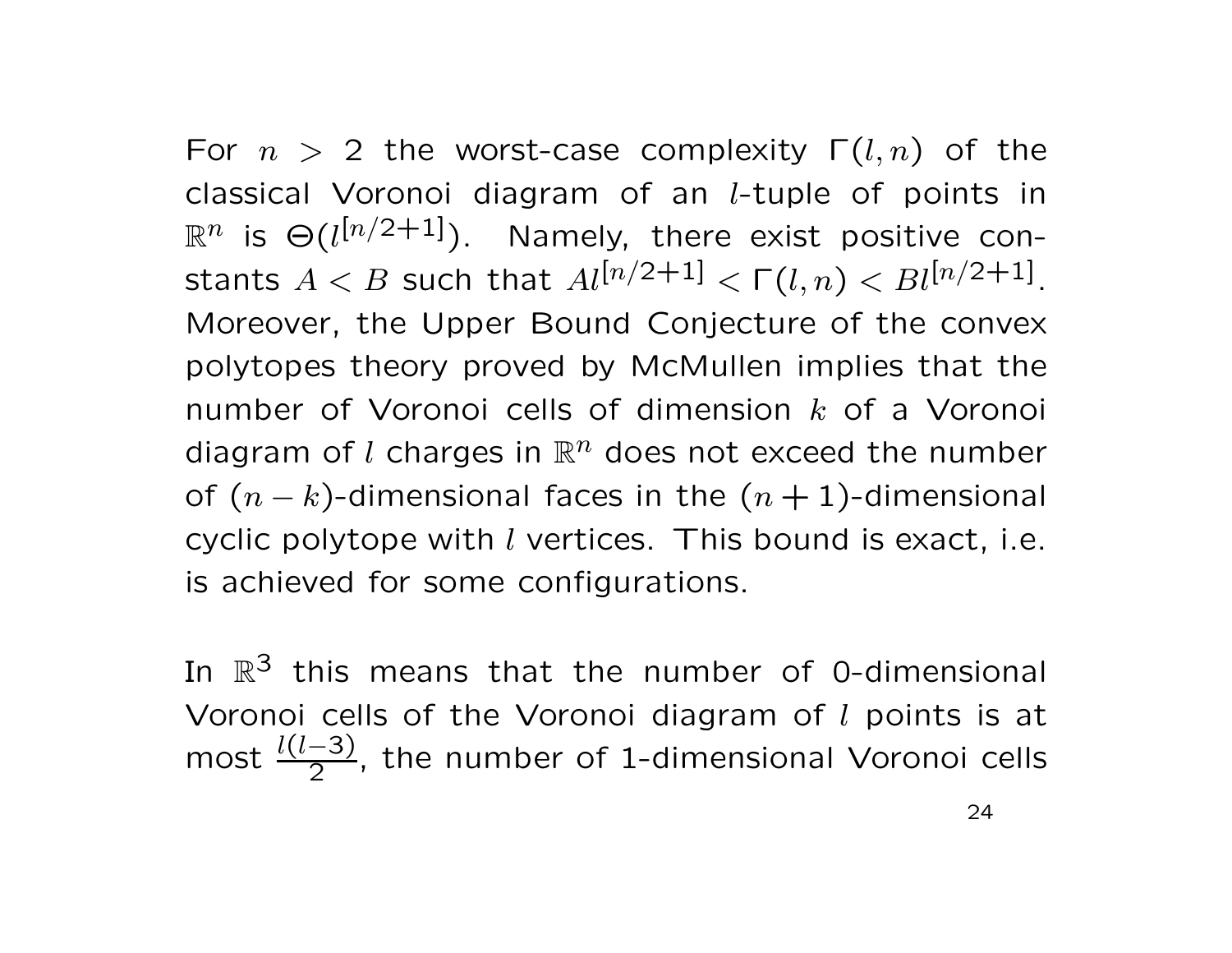For $n > 2$ the worst-case complexity $\Gamma(l, n)$ of the classical Voronoi diagram of an $l$-tuple of points in $\mathbb{R}^n$ is $\Theta(l^{[n/2+1]})$. Namely, there exist positive constants $A < B$ such that $Al^{[n/2+1]} < \Gamma(l, n) < Bl^{[n/2+1]}$. Moreover, the Upper Bound Conjecture of the convex polytopes theory proved by McMullen implies that the number of Voronoi cells of dimension $k$ of a Voronoi diagram of $l$ charges in $\mathbb{R}^n$ does not exceed the number of $(n-k)$-dimensional faces in the $(n+1)$-dimensional cyclic polytope with $l$ vertices. This bound is exact, i.e. is achieved for some configurations.

In $\mathbb{R}^3$ this means that the number of 0-dimensional Voronoi cells of the Voronoi diagram of $l$ points is at most $\frac{l(l-3)}{2}$, the number of 1-dimensional Voronoi cells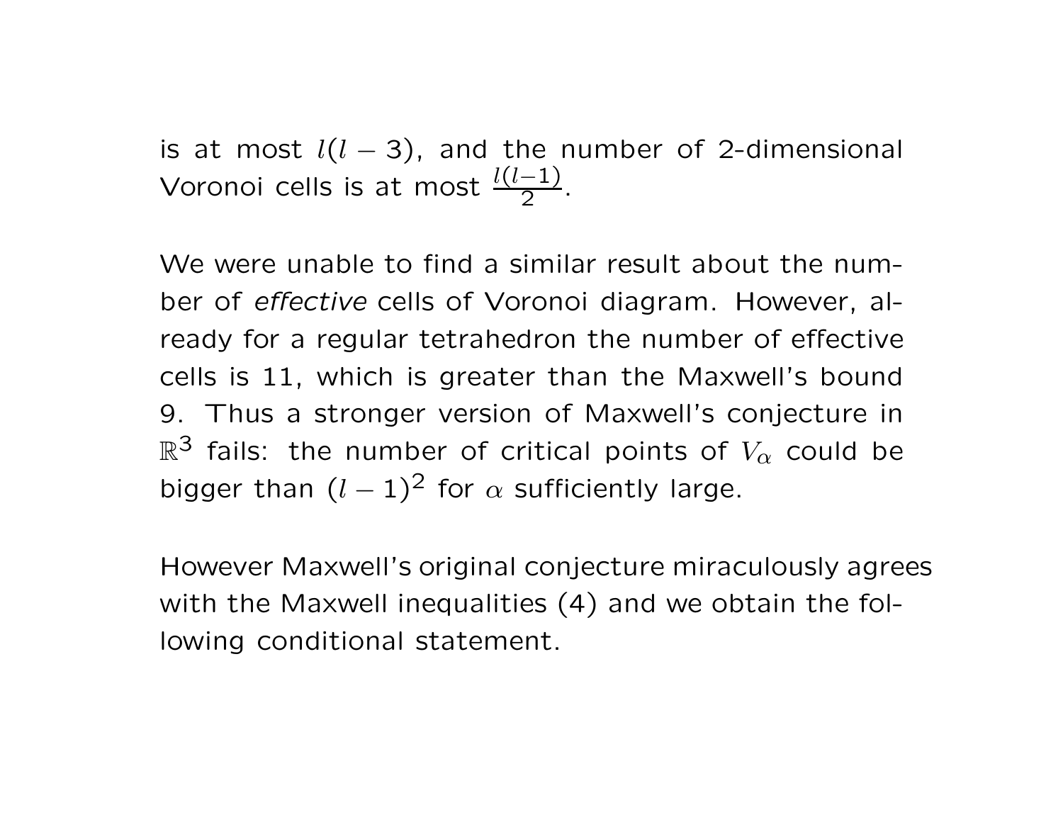is at most $l(l-3)$, and the number of 2-dimensional Voronoi cells is at most $\frac{l(l-1)}{2}$.

We were unable to find a similar result about the number of *effective* cells of Voronoi diagram. However, already for a regular tetrahedron the number of effective cells is 11, which is greater than the Maxwell's bound 9. Thus a stronger version of Maxwell's conjecture in $\mathbb{R}^3$ fails: the number of critical points of $V_\alpha$ could be bigger than $(l-1)^2$ for $\alpha$ sufficiently large.

However Maxwell's original conjecture miraculously agrees with the Maxwell inequalities (4) and we obtain the following conditional statement.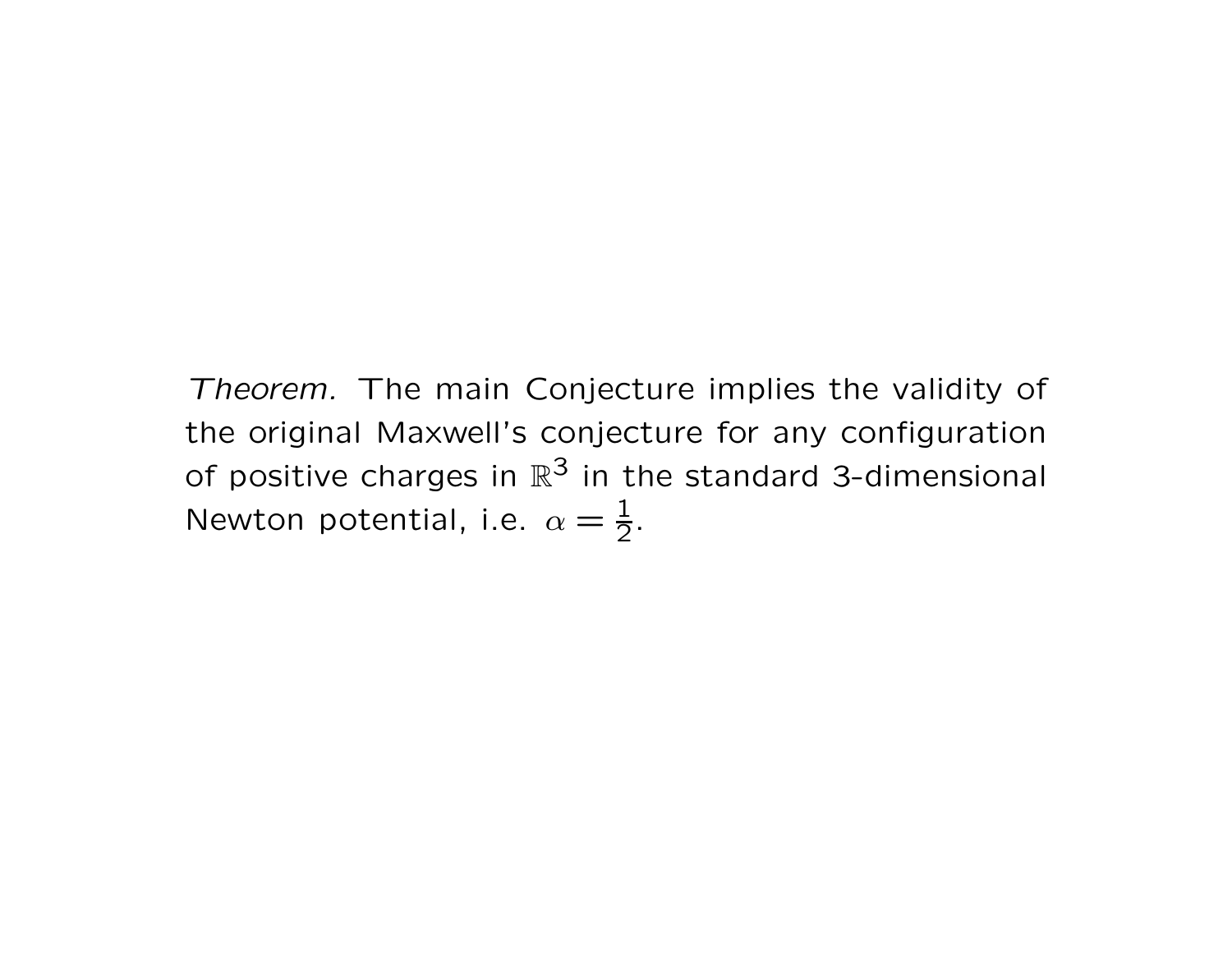*Theorem.* The main Conjecture implies the validity of the original Maxwell's conjecture for any configuration of positive charges in $\mathbb{R}^3$ in the standard 3-dimensional Newton potential, i.e. $\alpha = \frac{1}{2}$.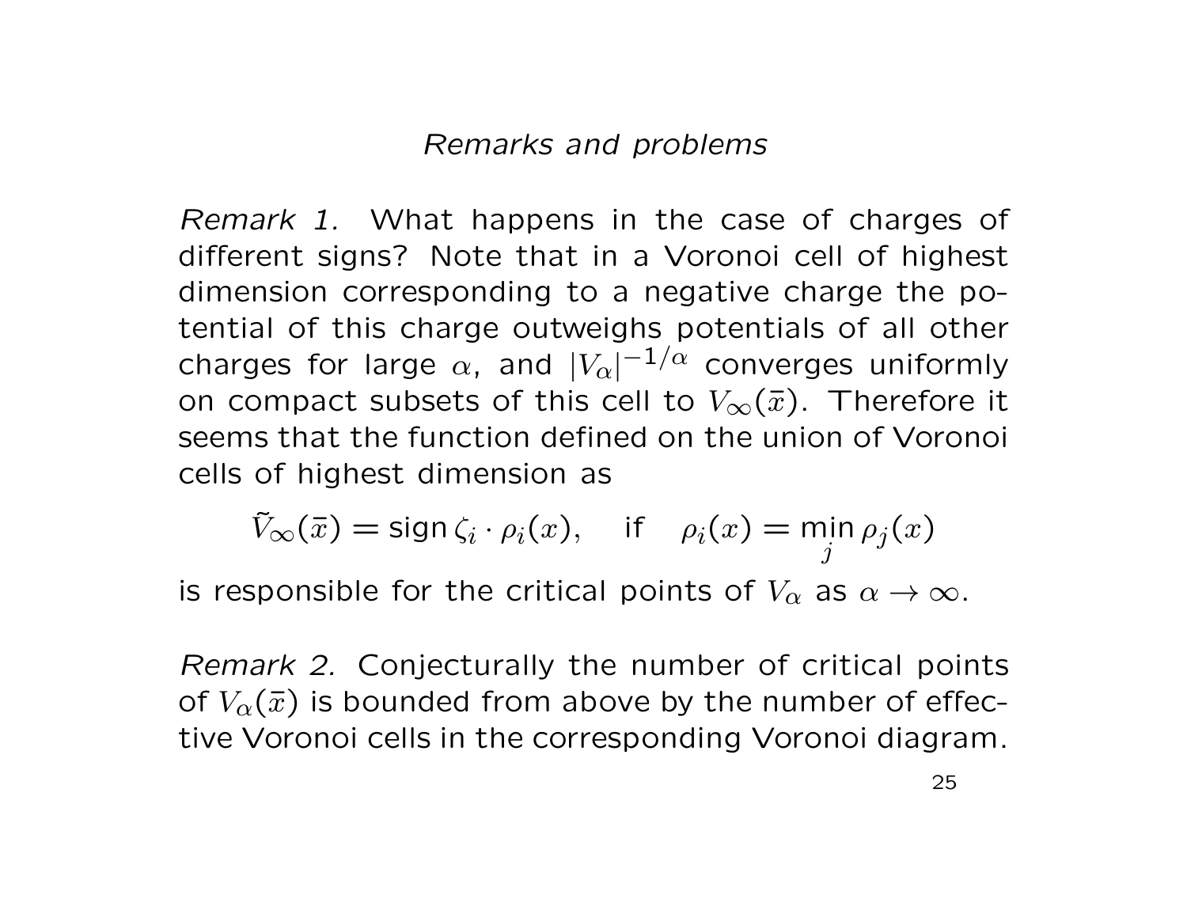## *Remarks and problems*

*Remark 1.* What happens in the case of charges of different signs? Note that in a Voronoi cell of highest dimension corresponding to a negative charge the potential of this charge outweighs potentials of all other charges for large $\alpha$, and $|V_\alpha|^{-1/\alpha}$ converges uniformly on compact subsets of this cell to $V_\infty(\bar{x})$. Therefore it seems that the function defined on the union of Voronoi cells of highest dimension as

$$\tilde{V}_\infty(\bar{x}) = \operatorname{sign} \zeta_i \cdot \rho_i(x), \quad \text{if} \quad \rho_i(x) = \min_j \rho_j(x)$$

is responsible for the critical points of $V_\alpha$ as $\alpha \to \infty$.

*Remark 2.* Conjecturally the number of critical points of $V_\alpha(\bar{x})$ is bounded from above by the number of effective Voronoi cells in the corresponding Voronoi diagram.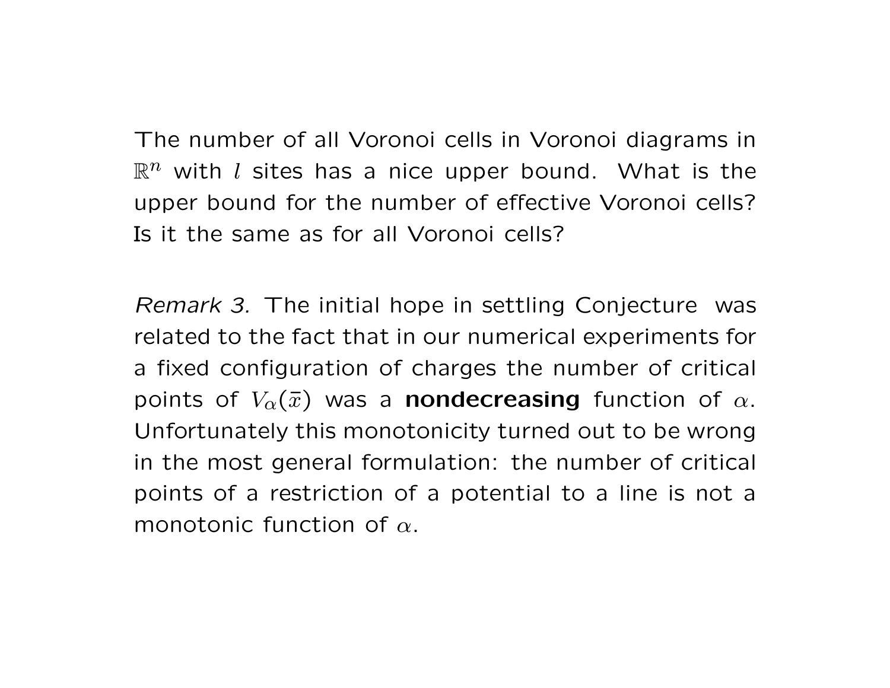The number of all Voronoi cells in Voronoi diagrams in $\mathbb{R}^n$ with $l$ sites has a nice upper bound. What is the upper bound for the number of effective Voronoi cells? Is it the same as for all Voronoi cells?

*Remark 3.* The initial hope in settling Conjecture  was related to the fact that in our numerical experiments for a fixed configuration of charges the number of critical points of $V_\alpha(\bar{x})$ was a **nondecreasing** function of $\alpha$. Unfortunately this monotonicity turned out to be wrong in the most general formulation: the number of critical points of a restriction of a potential to a line is not a monotonic function of $\alpha$.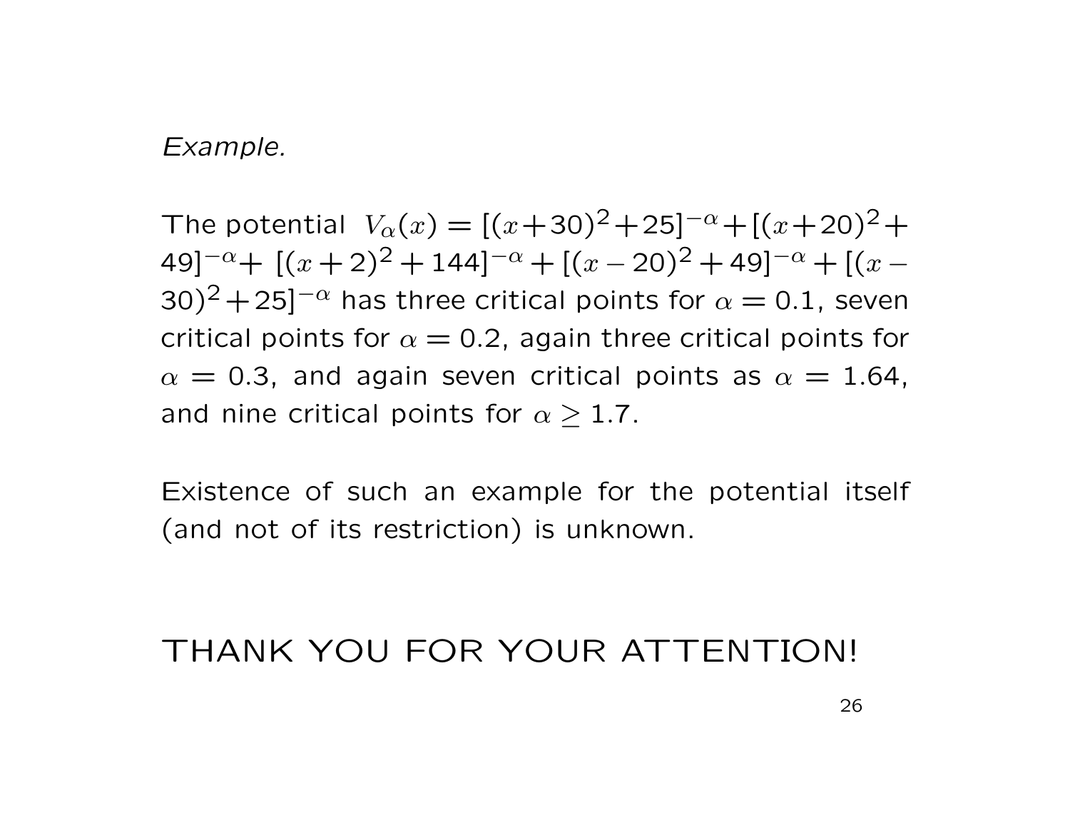*Example.*

The potential $V_\alpha(x) = [(x+30)^2+25]^{-\alpha}+[(x+20)^2+49]^{-\alpha}+ [(x+2)^2+144]^{-\alpha}+[(x-20)^2+49]^{-\alpha}+[(x-30)^2+25]^{-\alpha}$ has three critical points for $\alpha = 0.1$, seven critical points for $\alpha = 0.2$, again three critical points for $\alpha = 0.3$, and again seven critical points as $\alpha = 1.64$, and nine critical points for $\alpha \geq 1.7$.

Existence of such an example for the potential itself (and not of its restriction) is unknown.

THANK YOU FOR YOUR ATTENTION!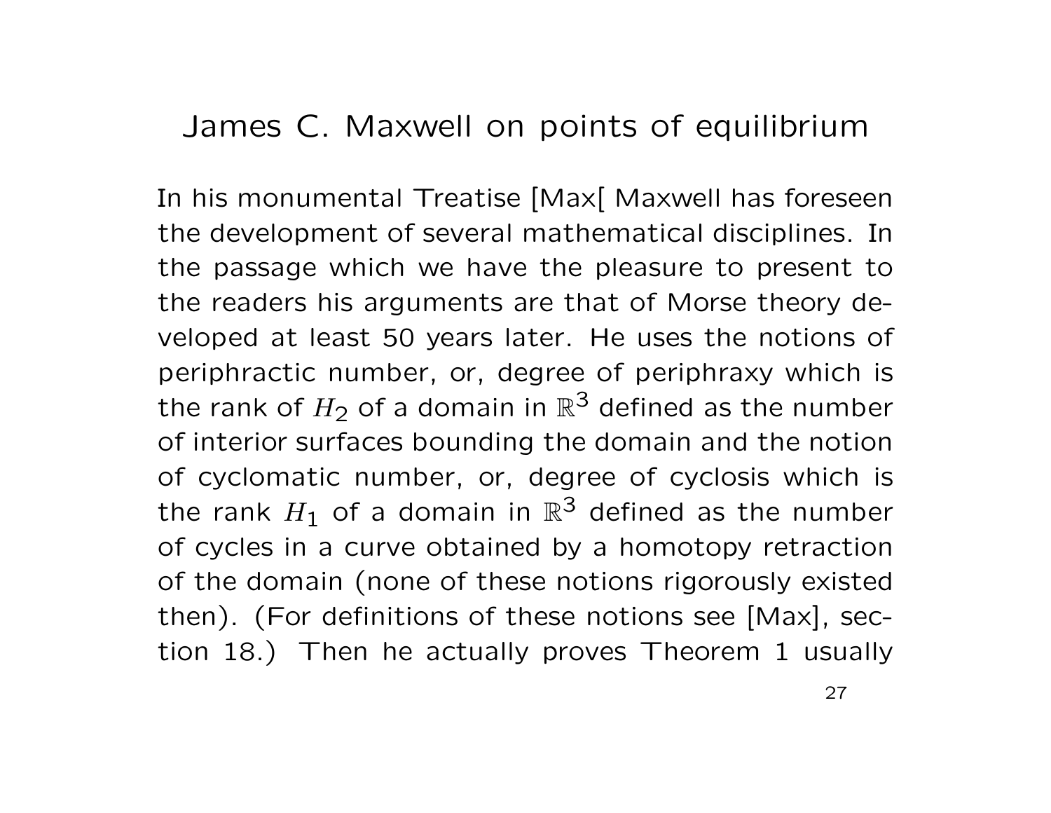# James C. Maxwell on points of equilibrium

In his monumental Treatise [Max[ Maxwell has foreseen the development of several mathematical disciplines. In the passage which we have the pleasure to present to the readers his arguments are that of Morse theory developed at least 50 years later. He uses the notions of periphractic number, or, degree of periphraxy which is the rank of $H_2$ of a domain in $\mathbb{R}^3$ defined as the number of interior surfaces bounding the domain and the notion of cyclomatic number, or, degree of cyclosis which is the rank $H_1$ of a domain in $\mathbb{R}^3$ defined as the number of cycles in a curve obtained by a homotopy retraction of the domain (none of these notions rigorously existed then). (For definitions of these notions see [Max], section 18.) Then he actually proves Theorem 1 usually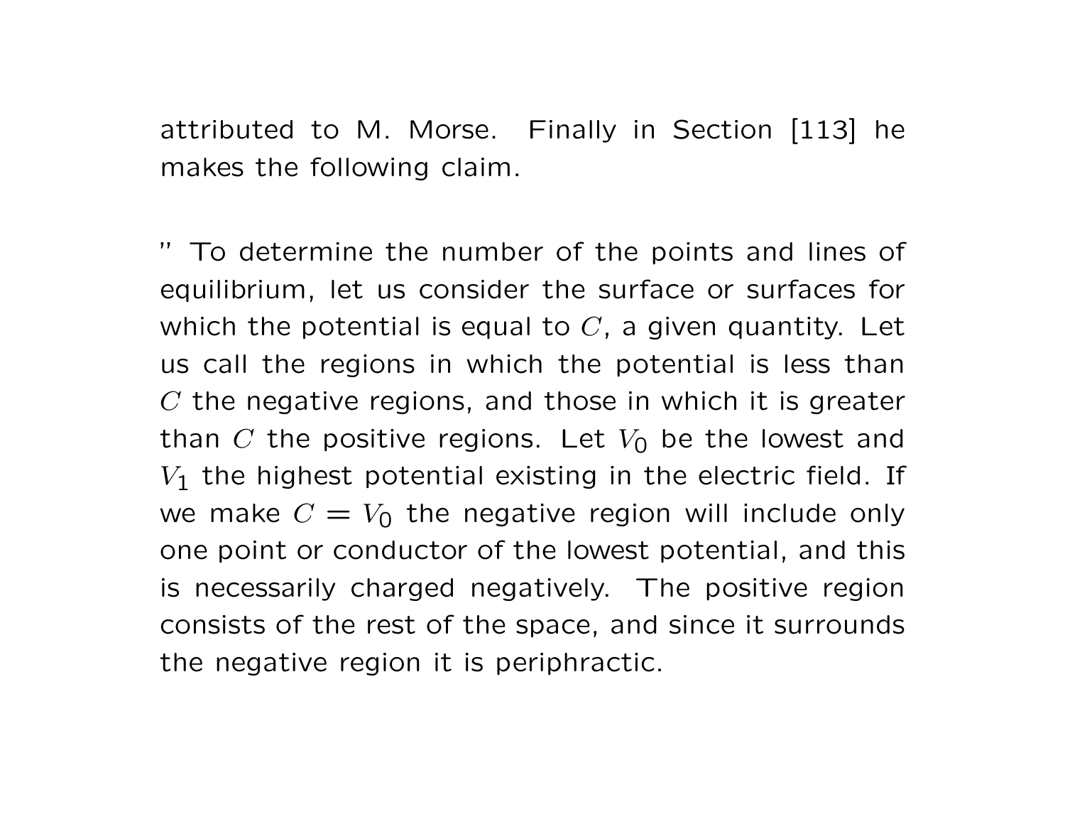attributed to M. Morse. Finally in Section [113] he makes the following claim.

" To determine the number of the points and lines of equilibrium, let us consider the surface or surfaces for which the potential is equal to $C$, a given quantity. Let us call the regions in which the potential is less than $C$ the negative regions, and those in which it is greater than $C$ the positive regions. Let $V_0$ be the lowest and $V_1$ the highest potential existing in the electric field. If we make $C = V_0$ the negative region will include only one point or conductor of the lowest potential, and this is necessarily charged negatively. The positive region consists of the rest of the space, and since it surrounds the negative region it is periphractic.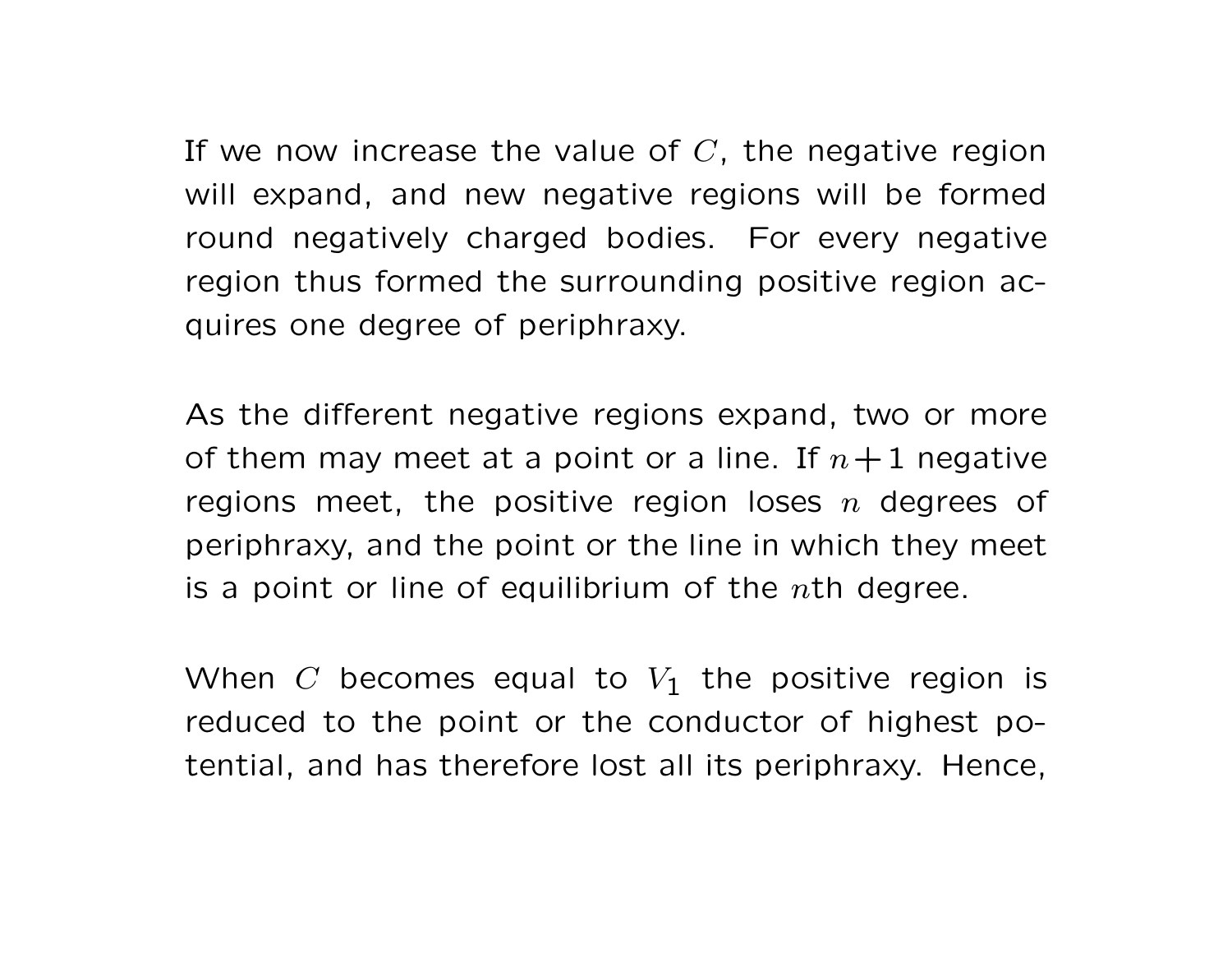If we now increase the value of $C$, the negative region will expand, and new negative regions will be formed round negatively charged bodies. For every negative region thus formed the surrounding positive region acquires one degree of periphraxy.

As the different negative regions expand, two or more of them may meet at a point or a line. If $n+1$ negative regions meet, the positive region loses $n$ degrees of periphraxy, and the point or the line in which they meet is a point or line of equilibrium of the $n$th degree.

When $C$ becomes equal to $V_1$ the positive region is reduced to the point or the conductor of highest potential, and has therefore lost all its periphraxy. Hence,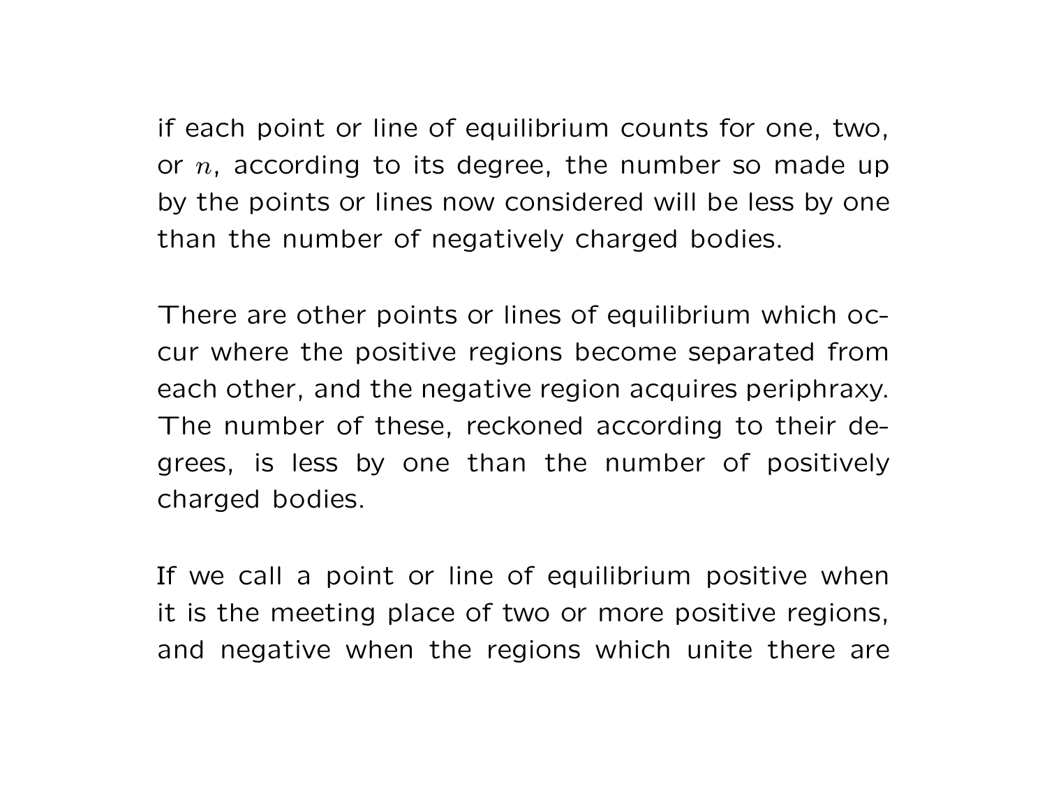if each point or line of equilibrium counts for one, two, or $n$, according to its degree, the number so made up by the points or lines now considered will be less by one than the number of negatively charged bodies.

There are other points or lines of equilibrium which occur where the positive regions become separated from each other, and the negative region acquires periphraxy. The number of these, reckoned according to their degrees, is less by one than the number of positively charged bodies.

If we call a point or line of equilibrium positive when it is the meeting place of two or more positive regions, and negative when the regions which unite there are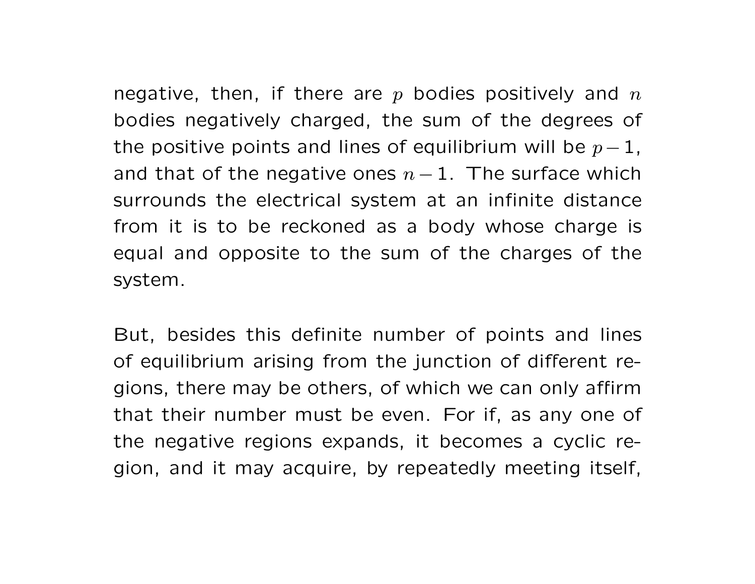negative, then, if there are $p$ bodies positively and $n$ bodies negatively charged, the sum of the degrees of the positive points and lines of equilibrium will be $p-1$, and that of the negative ones $n-1$. The surface which surrounds the electrical system at an infinite distance from it is to be reckoned as a body whose charge is equal and opposite to the sum of the charges of the system.

But, besides this definite number of points and lines of equilibrium arising from the junction of different regions, there may be others, of which we can only affirm that their number must be even. For if, as any one of the negative regions expands, it becomes a cyclic region, and it may acquire, by repeatedly meeting itself,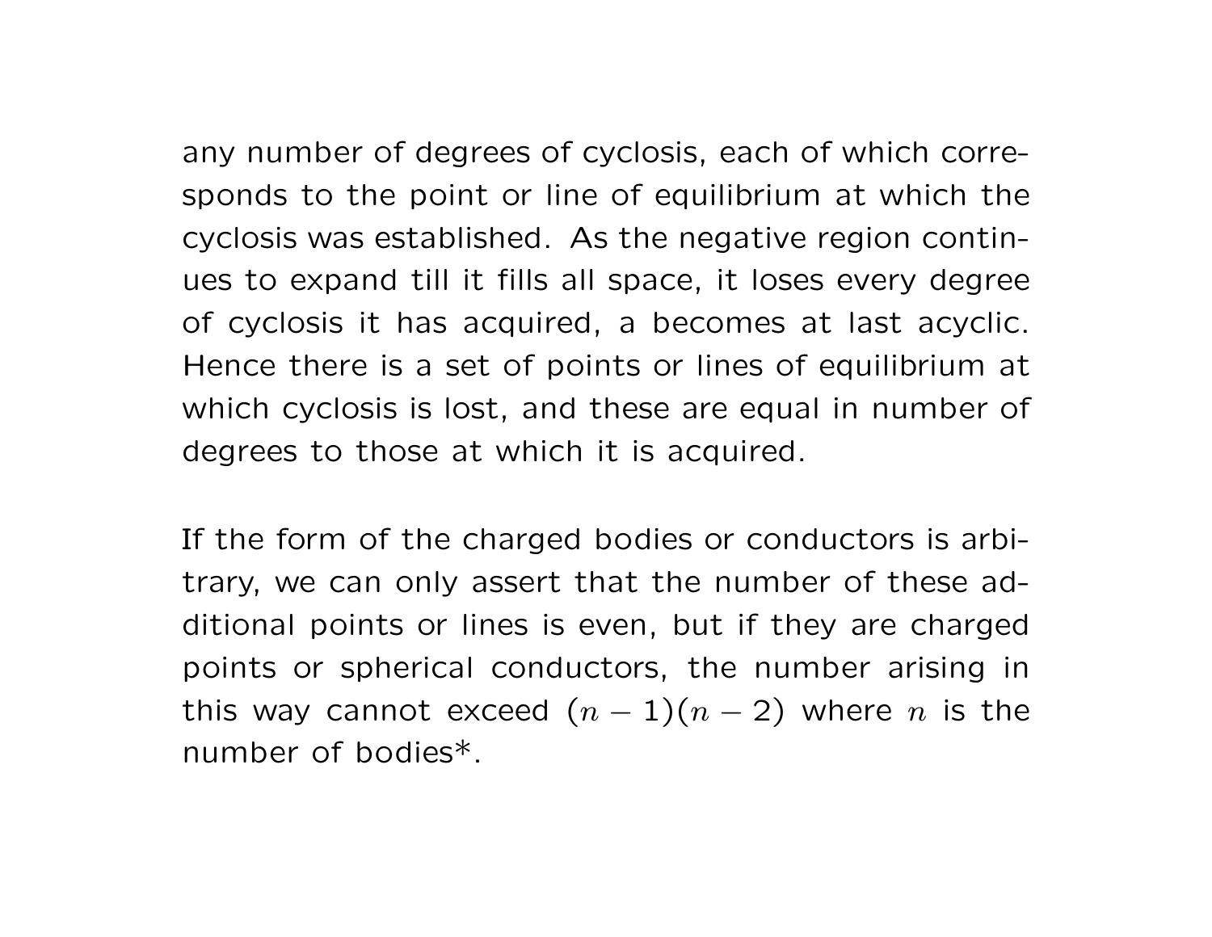any number of degrees of cyclosis, each of which corresponds to the point or line of equilibrium at which the cyclosis was established. As the negative region continues to expand till it fills all space, it loses every degree of cyclosis it has acquired, a becomes at last acyclic. Hence there is a set of points or lines of equilibrium at which cyclosis is lost, and these are equal in number of degrees to those at which it is acquired.

If the form of the charged bodies or conductors is arbitrary, we can only assert that the number of these additional points or lines is even, but if they are charged points or spherical conductors, the number arising in this way cannot exceed $(n-1)(n-2)$ where $n$ is the number of bodies*.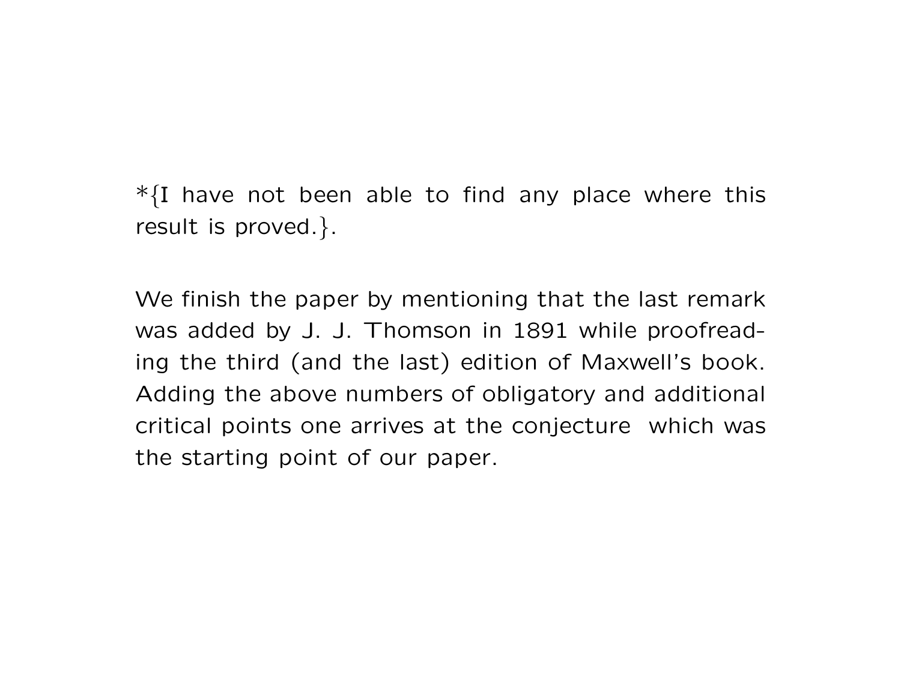*{I have not been able to find any place where this result is proved.}.

We finish the paper by mentioning that the last remark was added by J. J. Thomson in 1891 while proofreading the third (and the last) edition of Maxwell's book. Adding the above numbers of obligatory and additional critical points one arrives at the conjecture which was the starting point of our paper.